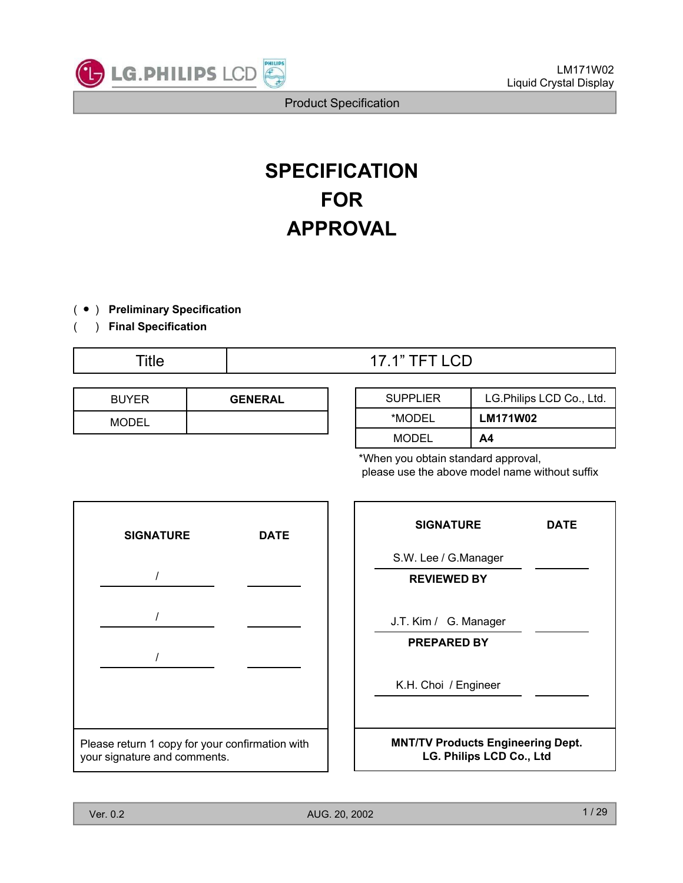# SPECIFICATION FOR APPROVAL

( ● ) **Preliminary Specification**

(   ) **Final Specification**

| Title | 17.1" TFT LCD |
|---|---|

| BUYER | **GENERAL** |
|---|---|
| MODEL | |

| SUPPLIER | LG.Philips LCD Co., Ltd. |
|---|---|
| *MODEL | **LM171W02** |
| MODEL | **A4** |

*When you obtain standard approval, please use the above model name without suffix

| **SIGNATURE** | **DATE** |
|---|---|
| / | |
| / | |
| / | |

Please return 1 copy for your confirmation with your signature and comments.

| **SIGNATURE** | **DATE** |
|---|---|
| S.W. Lee / G.Manager | |
| **REVIEWED BY** | |
| J.T. Kim / G. Manager | |
| **PREPARED BY** | |
| K.H. Choi / Engineer | |

**MNT/TV Products Engineering Dept.**
**LG. Philips LCD Co., Ltd**

Ver. 0.2 AUG. 20, 2002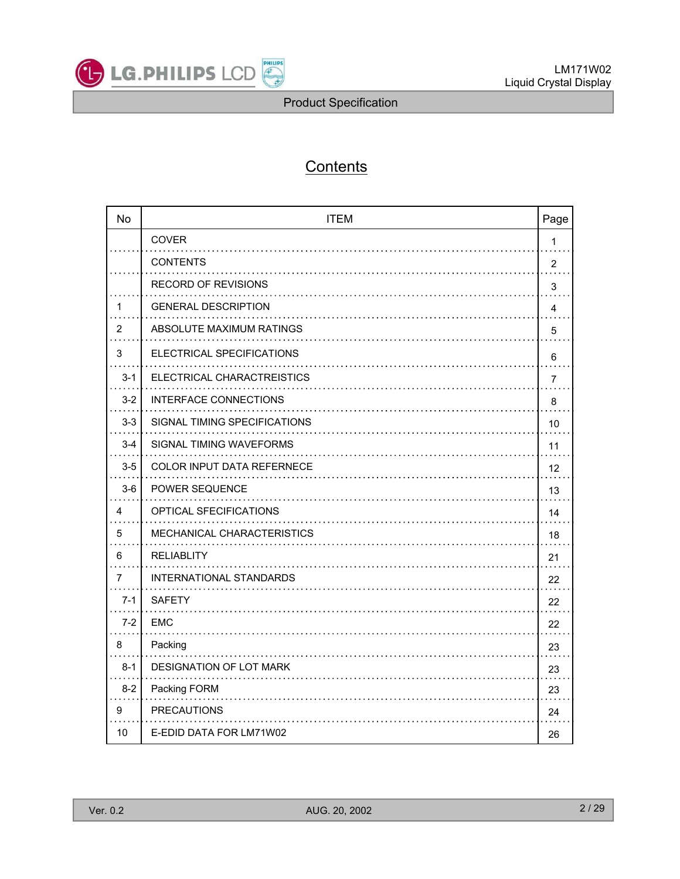# Contents

| No | ITEM | Page |
|---|---|---|
| | COVER | 1 |
| | CONTENTS | 2 |
| | RECORD OF REVISIONS | 3 |
| 1 | GENERAL DESCRIPTION | 4 |
| 2 | ABSOLUTE MAXIMUM RATINGS | 5 |
| 3 | ELECTRICAL SPECIFICATIONS | 6 |
| 3-1 | ELECTRICAL CHARACTREISTICS | 7 |
| 3-2 | INTERFACE CONNECTIONS | 8 |
| 3-3 | SIGNAL TIMING SPECIFICATIONS | 10 |
| 3-4 | SIGNAL TIMING WAVEFORMS | 11 |
| 3-5 | COLOR INPUT DATA REFERNECE | 12 |
| 3-6 | POWER SEQUENCE | 13 |
| 4 | OPTICAL SFECIFICATIONS | 14 |
| 5 | MECHANICAL CHARACTERISTICS | 18 |
| 6 | RELIABLITY | 21 |
| 7 | INTERNATIONAL STANDARDS | 22 |
| 7-1 | SAFETY | 22 |
| 7-2 | EMC | 22 |
| 8 | Packing | 23 |
| 8-1 | DESIGNATION OF LOT MARK | 23 |
| 8-2 | Packing FORM | 23 |
| 9 | PRECAUTIONS | 24 |
| 10 | E-EDID DATA FOR LM71W02 | 26 |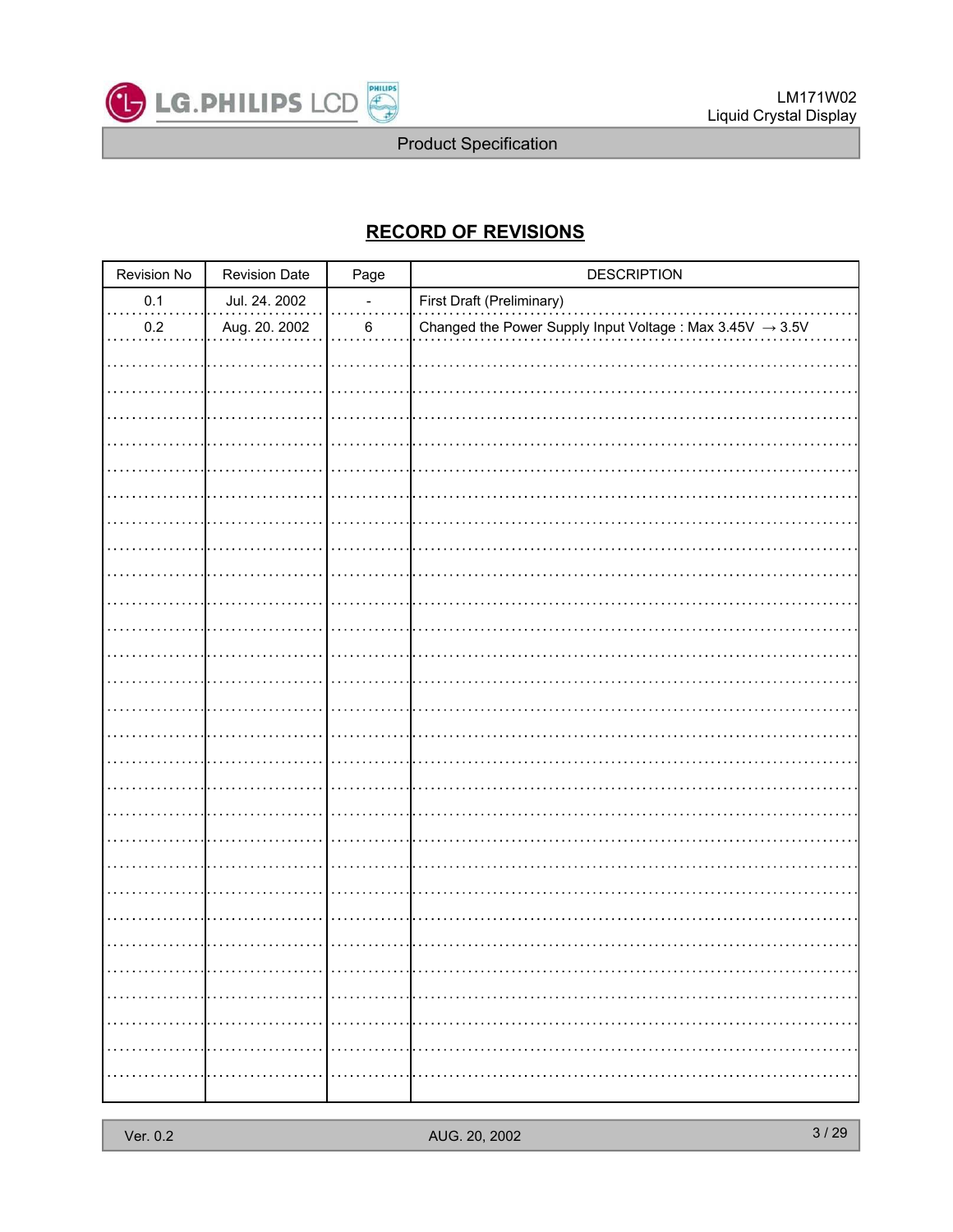# RECORD OF REVISIONS

| Revision No | Revision Date | Page | DESCRIPTION |
|---|---|---|---|
| 0.1 | Jul. 24. 2002 | - | First Draft (Preliminary) |
| 0.2 | Aug. 20. 2002 | 6 | Changed the Power Supply Input Voltage : Max 3.45V → 3.5V |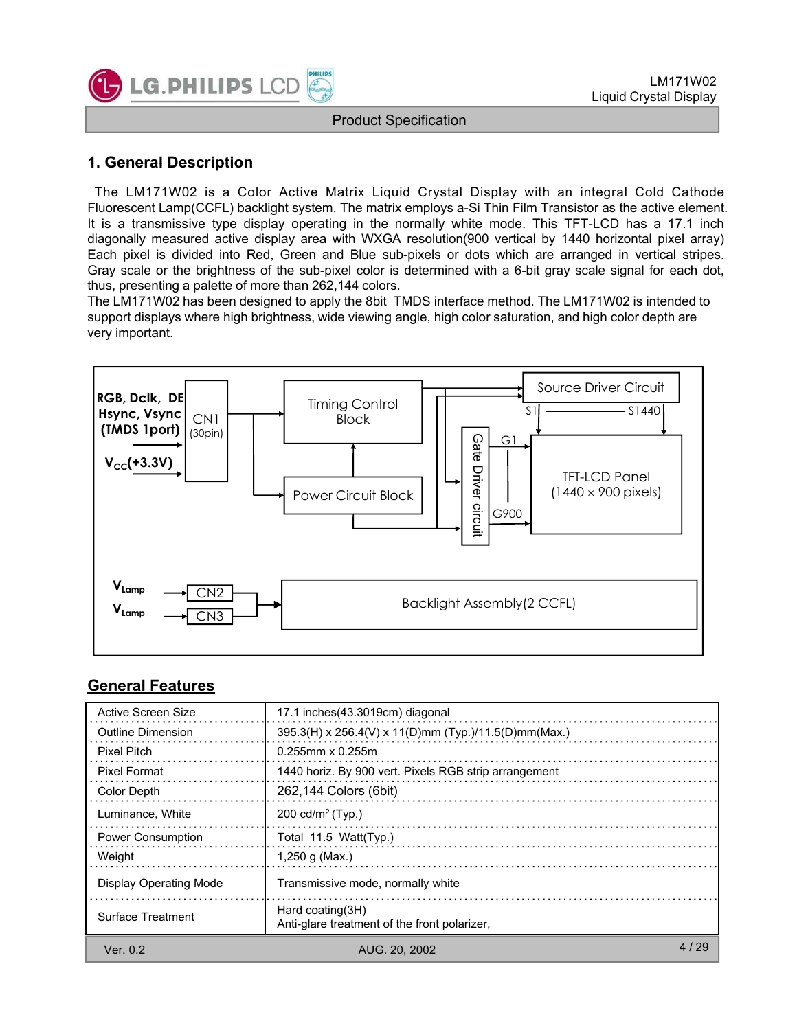# 1. General Description

The LM171W02 is a Color Active Matrix Liquid Crystal Display with an integral Cold Cathode Fluorescent Lamp(CCFL) backlight system. The matrix employs a-Si Thin Film Transistor as the active element. It is a transmissive type display operating in the normally white mode. This TFT-LCD has a 17.1 inch diagonally measured active display area with WXGA resolution(900 vertical by 1440 horizontal pixel array) Each pixel is divided into Red, Green and Blue sub-pixels or dots which are arranged in vertical stripes. Gray scale or the brightness of the sub-pixel color is determined with a 6-bit gray scale signal for each dot, thus, presenting a palette of more than 262,144 colors.
The LM171W02 has been designed to apply the 8bit TMDS interface method. The LM171W02 is intended to support displays where high brightness, wide viewing angle, high color saturation, and high color depth are very important.

RGB, Dclk, DE
Hsync, Vsync
(TMDS 1port)

$V_{CC}$(+3.3V)

CN1 (30pin)

Timing Control Block

Power Circuit Block

Source Driver Circuit

S1 — S1440

Gate Driver circuit

G1 — G900

TFT-LCD Panel (1440 × 900 pixels)

$V_{Lamp}$ → CN2

$V_{Lamp}$ → CN3

Backlight Assembly(2 CCFL)

## General Features

| | |
|---|---|
| Active Screen Size | 17.1 inches(43.3019cm) diagonal |
| Outline Dimension | 395.3(H) x 256.4(V) x 11(D)mm (Typ.)/11.5(D)mm(Max.) |
| Pixel Pitch | 0.255mm x 0.255m |
| Pixel Format | 1440 horiz. By 900 vert. Pixels RGB strip arrangement |
| Color Depth | 262,144 Colors (6bit) |
| Luminance, White | 200 cd/m$^2$ (Typ.) |
| Power Consumption | Total 11.5 Watt(Typ.) |
| Weight | 1,250 g (Max.) |
| Display Operating Mode | Transmissive mode, normally white |
| Surface Treatment | Hard coating(3H)<br>Anti-glare treatment of the front polarizer, |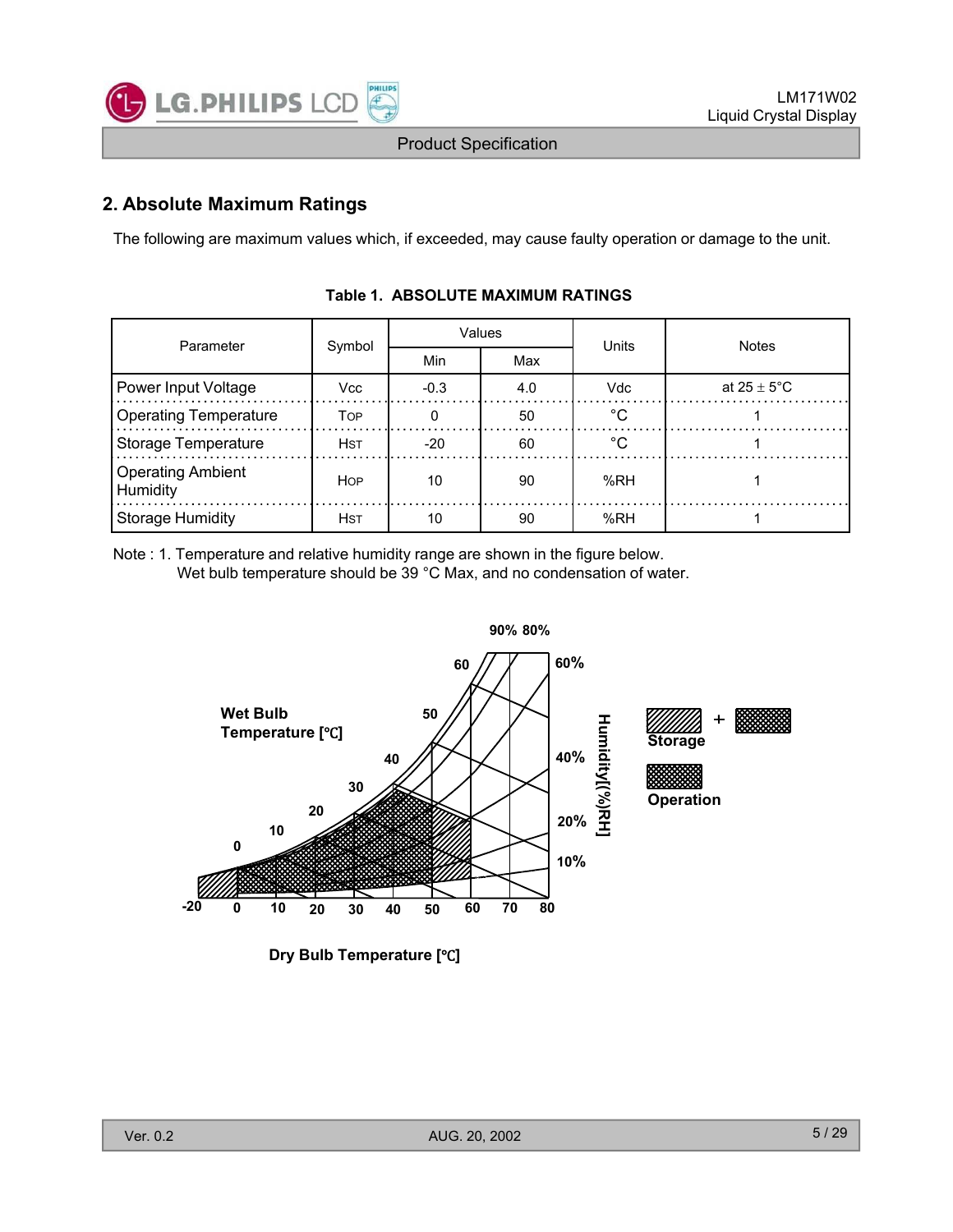## 2. Absolute Maximum Ratings

The following are maximum values which, if exceeded, may cause faulty operation or damage to the unit.

**Table 1. ABSOLUTE MAXIMUM RATINGS**

| Parameter | Symbol | Values | | Units | Notes |
|---|---|---|---|---|---|
| | | Min | Max | | |
| Power Input Voltage | Vcc | -0.3 | 4.0 | Vdc | at 25 ± 5°C |
| Operating Temperature | TOP | 0 | 50 | °C | 1 |
| Storage Temperature | HST | -20 | 60 | °C | 1 |
| Operating Ambient Humidity | HOP | 10 | 90 | %RH | 1 |
| Storage Humidity | HST | 10 | 90 | %RH | 1 |

Note : 1. Temperature and relative humidity range are shown in the figure below.
Wet bulb temperature should be 39 °C Max, and no condensation of water.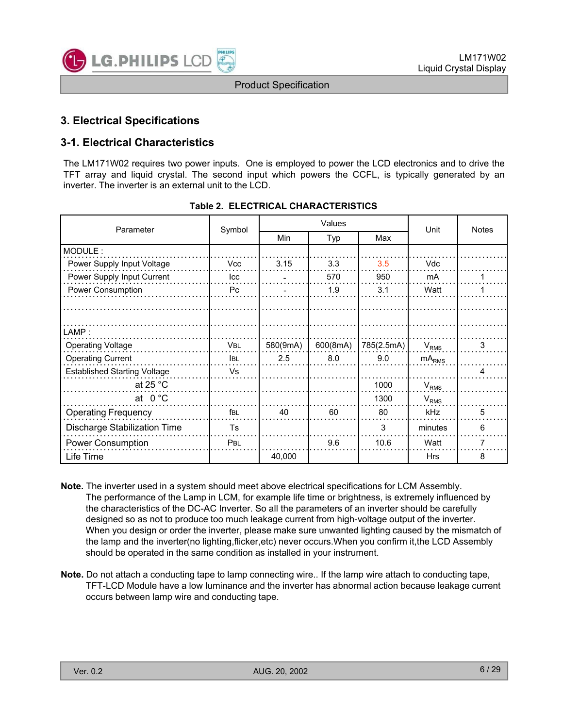## 3. Electrical Specifications

### 3-1. Electrical Characteristics

The LM171W02 requires two power inputs. One is employed to power the LCD electronics and to drive the TFT array and liquid crystal. The second input which powers the CCFL, is typically generated by an inverter. The inverter is an external unit to the LCD.

**Table 2. ELECTRICAL CHARACTERISTICS**

| Parameter | Symbol | Values | | | Unit | Notes |
|---|---|---|---|---|---|---|
| | | Min | Typ | Max | | |
| MODULE : | | | | | | |
| Power Supply Input Voltage | Vcc | 3.15 | 3.3 | 3.5 | Vdc | |
| Power Supply Input Current | Icc | - | 570 | 950 | mA | 1 |
| Power Consumption | Pc | - | 1.9 | 3.1 | Watt | 1 |
| | | | | | | |
| LAMP : | | | | | | |
| Operating Voltage | $V_{BL}$ | 580(9mA) | 600(8mA) | 785(2.5mA) | $V_{RMS}$ | 3 |
| Operating Current | $I_{BL}$ | 2.5 | 8.0 | 9.0 | $mA_{RMS}$ | |
| Established Starting Voltage | Vs | | | | | 4 |
| at 25 °C | | | | 1000 | $V_{RMS}$ | |
| at 0 °C | | | | 1300 | $V_{RMS}$ | |
| Operating Frequency | $f_{BL}$ | 40 | 60 | 80 | kHz | 5 |
| Discharge Stabilization Time | Ts | | | 3 | minutes | 6 |
| Power Consumption | $P_{BL}$ | | 9.6 | 10.6 | Watt | 7 |
| Life Time | | 40,000 | | | Hrs | 8 |

**Note.** The inverter used in a system should meet above electrical specifications for LCM Assembly. The performance of the Lamp in LCM, for example life time or brightness, is extremely influenced by the characteristics of the DC-AC Inverter. So all the parameters of an inverter should be carefully designed so as not to produce too much leakage current from high-voltage output of the inverter. When you design or order the inverter, please make sure unwanted lighting caused by the mismatch of the lamp and the inverter(no lighting,flicker,etc) never occurs.When you confirm it,the LCD Assembly should be operated in the same condition as installed in your instrument.

**Note.** Do not attach a conducting tape to lamp connecting wire.. If the lamp wire attach to conducting tape, TFT-LCD Module have a low luminance and the inverter has abnormal action because leakage current occurs between lamp wire and conducting tape.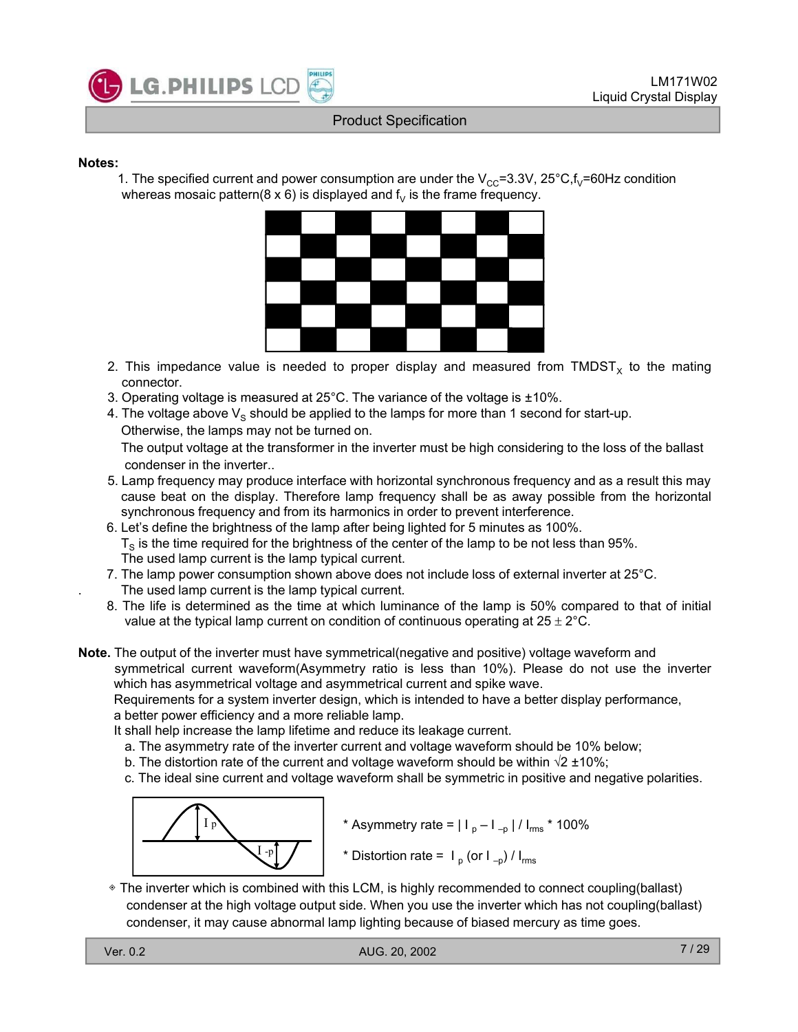**Notes:**

1. The specified current and power consumption are under the $V_{CC}$=3.3V, 25°C,$f_V$=60Hz condition whereas mosaic pattern(8 x 6) is displayed and $f_V$ is the frame frequency.

2. This impedance value is needed to proper display and measured from $TMDST_X$ to the mating connector.
3. Operating voltage is measured at 25°C. The variance of the voltage is ±10%.
4. The voltage above $V_S$ should be applied to the lamps for more than 1 second for start-up. Otherwise, the lamps may not be turned on.
   The output voltage at the transformer in the inverter must be high considering to the loss of the ballast condenser in the inverter..
5. Lamp frequency may produce interface with horizontal synchronous frequency and as a result this may cause beat on the display. Therefore lamp frequency shall be as away possible from the horizontal synchronous frequency and from its harmonics in order to prevent interference.
6. Let's define the brightness of the lamp after being lighted for 5 minutes as 100%.
   $T_S$ is the time required for the brightness of the center of the lamp to be not less than 95%.
   The used lamp current is the lamp typical current.
7. The lamp power consumption shown above does not include loss of external inverter at 25°C.
   The used lamp current is the lamp typical current.
8. The life is determined as the time at which luminance of the lamp is 50% compared to that of initial value at the typical lamp current on condition of continuous operating at 25 ± 2°C.

**Note.** The output of the inverter must have symmetrical(negative and positive) voltage waveform and symmetrical current waveform(Asymmetry ratio is less than 10%). Please do not use the inverter which has asymmetrical voltage and asymmetrical current and spike wave.
Requirements for a system inverter design, which is intended to have a better display performance, a better power efficiency and a more reliable lamp.
It shall help increase the lamp lifetime and reduce its leakage current.

a. The asymmetry rate of the inverter current and voltage waveform should be 10% below;
b. The distortion rate of the current and voltage waveform should be within √2 ±10%;
c. The ideal sine current and voltage waveform shall be symmetric in positive and negative polarities.

* Asymmetry rate = $| I_p - I_{-p} | / I_{rms}$ * 100%

* Distortion rate = $I_p$ (or $I_{-p}$) / $I_{rms}$

◈ The inverter which is combined with this LCM, is highly recommended to connect coupling(ballast) condenser at the high voltage output side. When you use the inverter which has not coupling(ballast) condenser, it may cause abnormal lamp lighting because of biased mercury as time goes.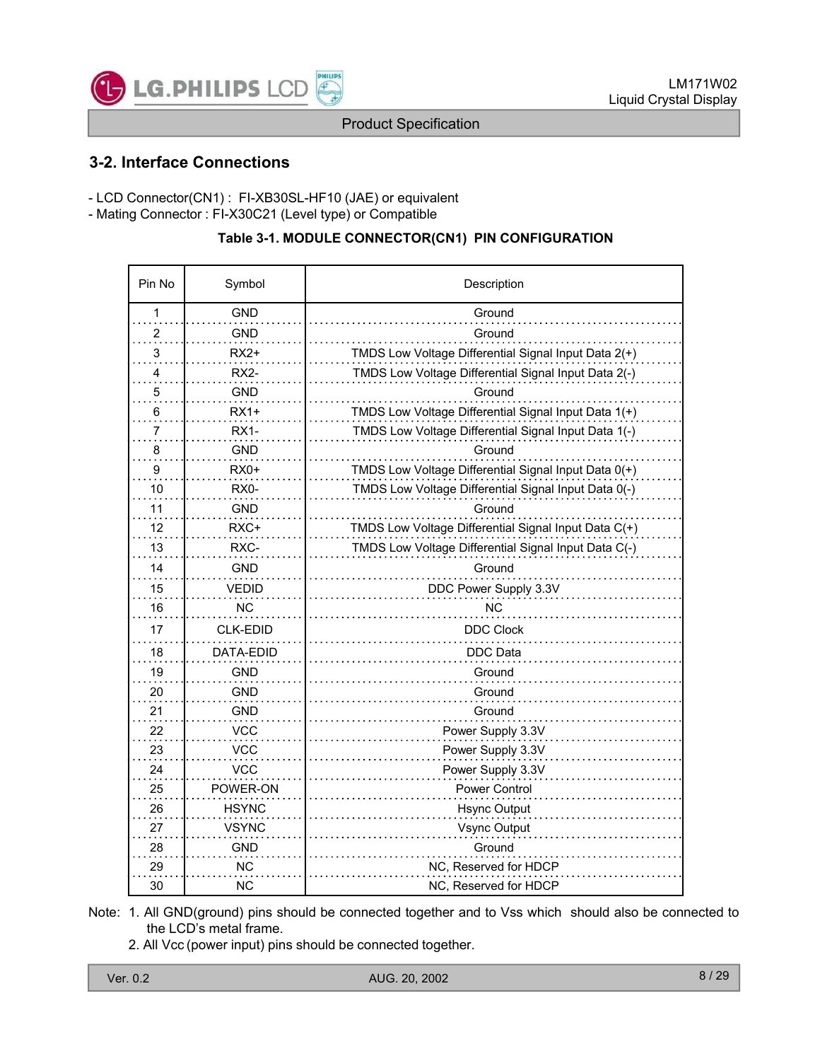## 3-2. Interface Connections

- LCD Connector(CN1) : FI-XB30SL-HF10 (JAE) or equivalent
- Mating Connector : FI-X30C21 (Level type) or Compatible

**Table 3-1. MODULE CONNECTOR(CN1) PIN CONFIGURATION**

| Pin No | Symbol | Description |
|---|---|---|
| 1 | GND | Ground |
| 2 | GND | Ground |
| 3 | RX2+ | TMDS Low Voltage Differential Signal Input Data 2(+) |
| 4 | RX2- | TMDS Low Voltage Differential Signal Input Data 2(-) |
| 5 | GND | Ground |
| 6 | RX1+ | TMDS Low Voltage Differential Signal Input Data 1(+) |
| 7 | RX1- | TMDS Low Voltage Differential Signal Input Data 1(-) |
| 8 | GND | Ground |
| 9 | RX0+ | TMDS Low Voltage Differential Signal Input Data 0(+) |
| 10 | RX0- | TMDS Low Voltage Differential Signal Input Data 0(-) |
| 11 | GND | Ground |
| 12 | RXC+ | TMDS Low Voltage Differential Signal Input Data C(+) |
| 13 | RXC- | TMDS Low Voltage Differential Signal Input Data C(-) |
| 14 | GND | Ground |
| 15 | VEDID | DDC Power Supply 3.3V |
| 16 | NC | NC |
| 17 | CLK-EDID | DDC Clock |
| 18 | DATA-EDID | DDC Data |
| 19 | GND | Ground |
| 20 | GND | Ground |
| 21 | GND | Ground |
| 22 | VCC | Power Supply 3.3V |
| 23 | VCC | Power Supply 3.3V |
| 24 | VCC | Power Supply 3.3V |
| 25 | POWER-ON | Power Control |
| 26 | HSYNC | Hsync Output |
| 27 | VSYNC | Vsync Output |
| 28 | GND | Ground |
| 29 | NC | NC, Reserved for HDCP |
| 30 | NC | NC, Reserved for HDCP |

Note: 1. All GND(ground) pins should be connected together and to Vss which should also be connected to the LCD's metal frame.

2. All Vcc (power input) pins should be connected together.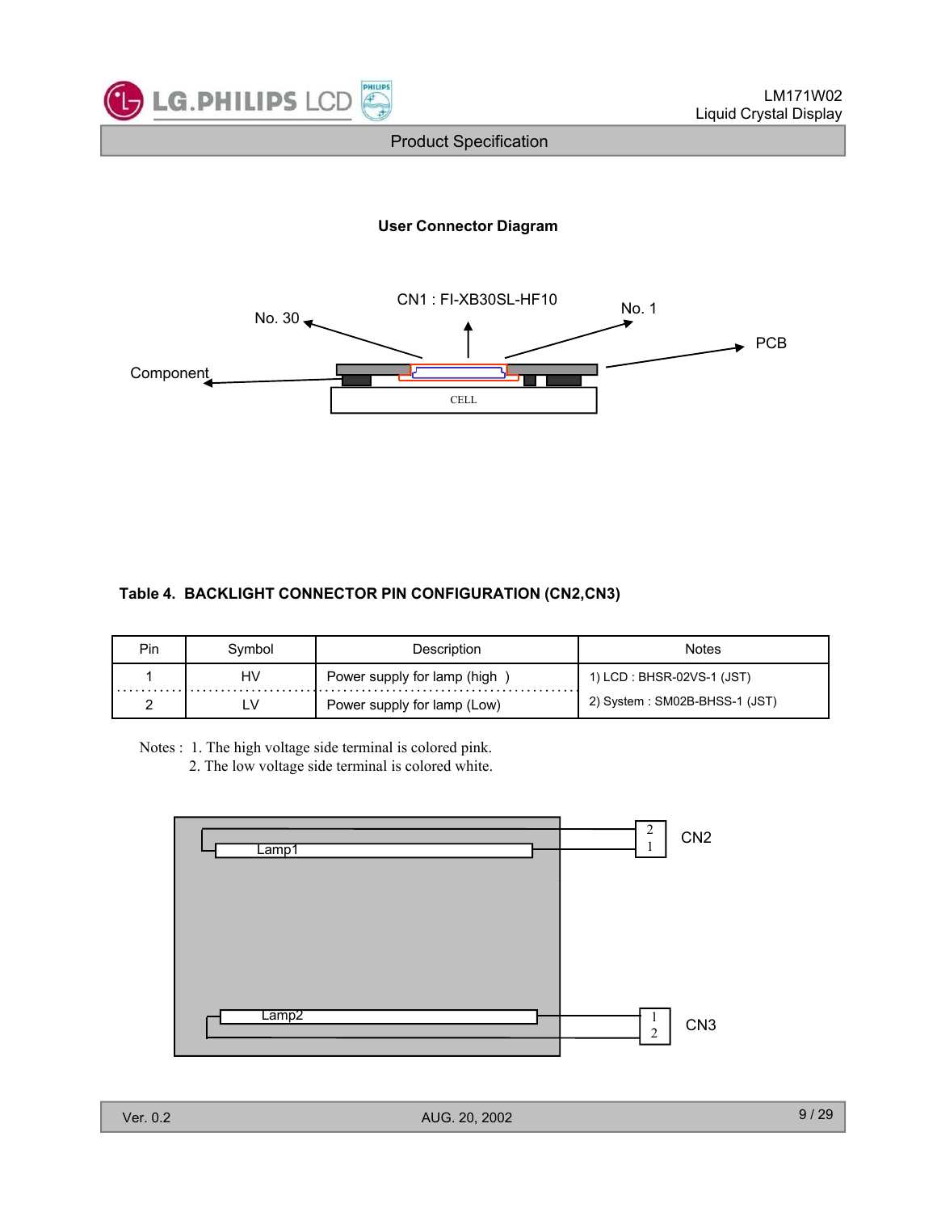**User Connector Diagram**

CN1 : FI-XB30SL-HF10

No. 30

No. 1

PCB

Component

CELL

**Table 4. BACKLIGHT CONNECTOR PIN CONFIGURATION (CN2,CN3)**

| Pin | Symbol | Description | Notes |
|---|---|---|---|
| 1 | HV | Power supply for lamp (high ) | 1) LCD : BHSR-02VS-1 (JST) |
| 2 | LV | Power supply for lamp (Low) | 2) System : SM02B-BHSS-1 (JST) |

Notes : 1. The high voltage side terminal is colored pink.
2. The low voltage side terminal is colored white.

Lamp1

CN2 (2, 1)

Lamp2

CN3 (1, 2)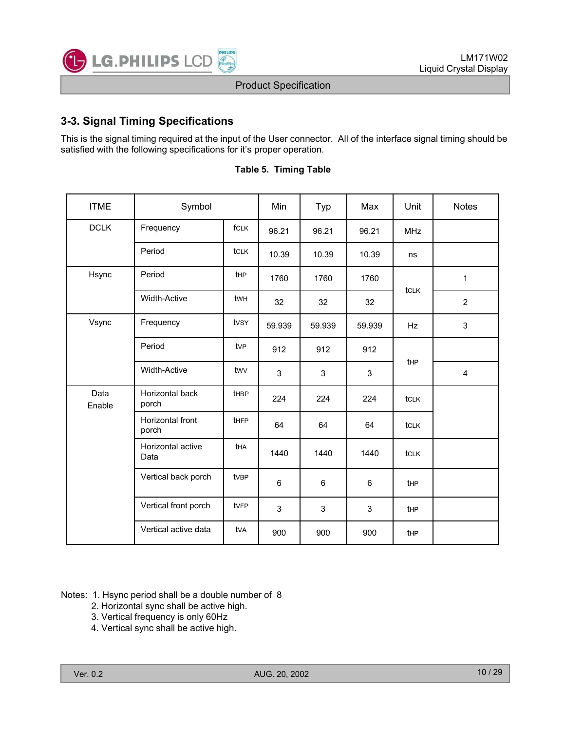## 3-3. Signal Timing Specifications

This is the signal timing required at the input of the User connector. All of the interface signal timing should be satisfied with the following specifications for it's proper operation.

**Table 5. Timing Table**

| ITME | Symbol | | Min | Typ | Max | Unit | Notes |
|---|---|---|---|---|---|---|---|
| DCLK | Frequency | fCLK | 96.21 | 96.21 | 96.21 | MHz | |
| | Period | tCLK | 10.39 | 10.39 | 10.39 | ns | |
| Hsync | Period | tHP | 1760 | 1760 | 1760 | tCLK | 1 |
| | Width-Active | tWH | 32 | 32 | 32 | tCLK | 2 |
| Vsync | Frequency | tVSY | 59.939 | 59.939 | 59.939 | Hz | 3 |
| | Period | tVP | 912 | 912 | 912 | tHP | |
| | Width-Active | tWV | 3 | 3 | 3 | tHP | 4 |
| Data Enable | Horizontal back porch | tHBP | 224 | 224 | 224 | tCLK | |
| | Horizontal front porch | tHFP | 64 | 64 | 64 | tCLK | |
| | Horizontal active Data | tHA | 1440 | 1440 | 1440 | tCLK | |
| | Vertical back porch | tVBP | 6 | 6 | 6 | tHP | |
| | Vertical front porch | tVFP | 3 | 3 | 3 | tHP | |
| | Vertical active data | tVA | 900 | 900 | 900 | tHP | |

Notes: 1. Hsync period shall be a double number of 8
2. Horizontal sync shall be active high.
3. Vertical frequency is only 60Hz
4. Vertical sync shall be active high.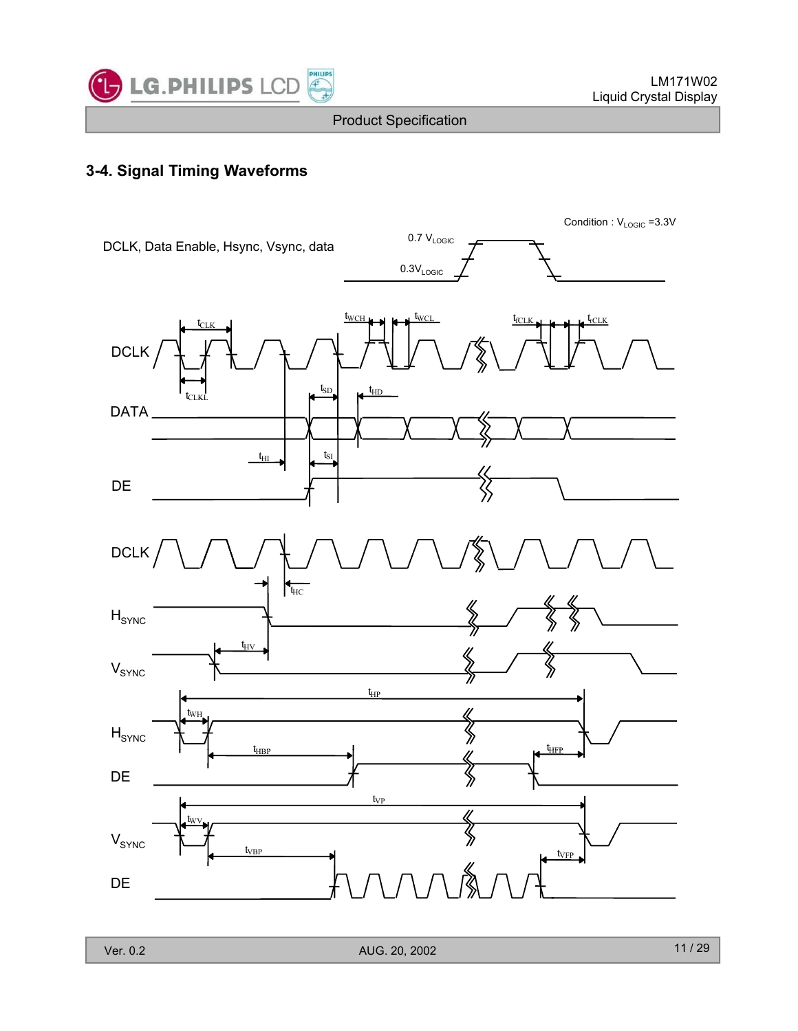## 3-4. Signal Timing Waveforms

Condition : $V_{LOGIC}$ =3.3V

DCLK, Data Enable, Hsync, Vsync, data

0.7 $V_{LOGIC}$

0.3$V_{LOGIC}$

DCLK, DATA, DE: $t_{CLK}$, $t_{CLKL}$, $t_{WCH}$, $t_{WCL}$, $t_{fCLK}$, $t_{rCLK}$, $t_{SD}$, $t_{HD}$, $t_{HI}$, $t_{SI}$

DCLK, $H_{SYNC}$, $V_{SYNC}$: $t_{HC}$, $t_{HV}$

$H_{SYNC}$, DE: $t_{HP}$, $t_{WH}$, $t_{HBP}$, $t_{HFP}$

$V_{SYNC}$, DE: $t_{VP}$, $t_{WV}$, $t_{VBP}$, $t_{VFP}$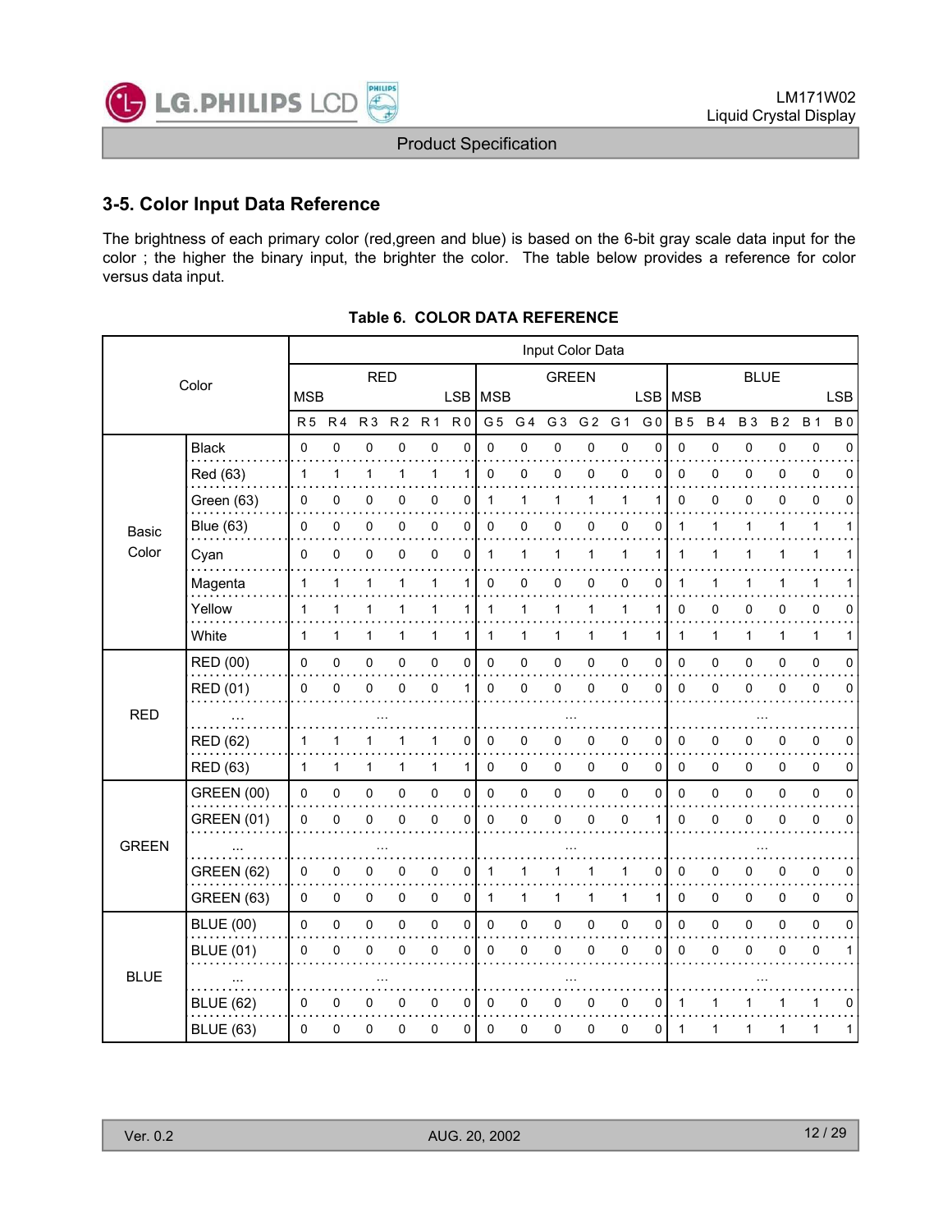## 3-5. Color Input Data Reference

The brightness of each primary color (red,green and blue) is based on the 6-bit gray scale data input for the color ; the higher the binary input, the brighter the color. The table below provides a reference for color versus data input.

**Table 6. COLOR DATA REFERENCE**

| Color | | Input Color Data | | | | | | | | | | | | | | | | | |
|---|---|---|---|---|---|---|---|---|---|---|---|---|---|---|---|---|---|---|---|
| | | RED | | | | | | GREEN | | | | | | BLUE | | | | | |
| | | MSB | | | | | LSB | MSB | | | | | LSB | MSB | | | | | LSB |
| | | R 5 | R 4 | R 3 | R 2 | R 1 | R 0 | G 5 | G 4 | G 3 | G 2 | G 1 | G 0 | B 5 | B 4 | B 3 | B 2 | B 1 | B 0 |
| Basic Color | Black | 0 | 0 | 0 | 0 | 0 | 0 | 0 | 0 | 0 | 0 | 0 | 0 | 0 | 0 | 0 | 0 | 0 | 0 |
| | Red (63) | 1 | 1 | 1 | 1 | 1 | 1 | 0 | 0 | 0 | 0 | 0 | 0 | 0 | 0 | 0 | 0 | 0 | 0 |
| | Green (63) | 0 | 0 | 0 | 0 | 0 | 0 | 1 | 1 | 1 | 1 | 1 | 1 | 0 | 0 | 0 | 0 | 0 | 0 |
| | Blue (63) | 0 | 0 | 0 | 0 | 0 | 0 | 0 | 0 | 0 | 0 | 0 | 0 | 1 | 1 | 1 | 1 | 1 | 1 |
| | Cyan | 0 | 0 | 0 | 0 | 0 | 0 | 1 | 1 | 1 | 1 | 1 | 1 | 1 | 1 | 1 | 1 | 1 | 1 |
| | Magenta | 1 | 1 | 1 | 1 | 1 | 1 | 0 | 0 | 0 | 0 | 0 | 0 | 1 | 1 | 1 | 1 | 1 | 1 |
| | Yellow | 1 | 1 | 1 | 1 | 1 | 1 | 1 | 1 | 1 | 1 | 1 | 1 | 0 | 0 | 0 | 0 | 0 | 0 |
| | White | 1 | 1 | 1 | 1 | 1 | 1 | 1 | 1 | 1 | 1 | 1 | 1 | 1 | 1 | 1 | 1 | 1 | 1 |
| RED | RED (00) | 0 | 0 | 0 | 0 | 0 | 0 | 0 | 0 | 0 | 0 | 0 | 0 | 0 | 0 | 0 | 0 | 0 | 0 |
| | RED (01) | 0 | 0 | 0 | 0 | 0 | 1 | 0 | 0 | 0 | 0 | 0 | 0 | 0 | 0 | 0 | 0 | 0 | 0 |
| | ... | ... | | | | | | ... | | | | | | ... | | | | | |
| | RED (62) | 1 | 1 | 1 | 1 | 1 | 0 | 0 | 0 | 0 | 0 | 0 | 0 | 0 | 0 | 0 | 0 | 0 | 0 |
| | RED (63) | 1 | 1 | 1 | 1 | 1 | 1 | 0 | 0 | 0 | 0 | 0 | 0 | 0 | 0 | 0 | 0 | 0 | 0 |
| GREEN | GREEN (00) | 0 | 0 | 0 | 0 | 0 | 0 | 0 | 0 | 0 | 0 | 0 | 0 | 0 | 0 | 0 | 0 | 0 | 0 |
| | GREEN (01) | 0 | 0 | 0 | 0 | 0 | 0 | 0 | 0 | 0 | 0 | 0 | 1 | 0 | 0 | 0 | 0 | 0 | 0 |
| | ... | ... | | | | | | ... | | | | | | ... | | | | | |
| | GREEN (62) | 0 | 0 | 0 | 0 | 0 | 0 | 1 | 1 | 1 | 1 | 1 | 0 | 0 | 0 | 0 | 0 | 0 | 0 |
| | GREEN (63) | 0 | 0 | 0 | 0 | 0 | 0 | 1 | 1 | 1 | 1 | 1 | 1 | 0 | 0 | 0 | 0 | 0 | 0 |
| BLUE | BLUE (00) | 0 | 0 | 0 | 0 | 0 | 0 | 0 | 0 | 0 | 0 | 0 | 0 | 0 | 0 | 0 | 0 | 0 | 0 |
| | BLUE (01) | 0 | 0 | 0 | 0 | 0 | 0 | 0 | 0 | 0 | 0 | 0 | 0 | 0 | 0 | 0 | 0 | 0 | 1 |
| | ... | ... | | | | | | ... | | | | | | ... | | | | | |
| | BLUE (62) | 0 | 0 | 0 | 0 | 0 | 0 | 0 | 0 | 0 | 0 | 0 | 0 | 1 | 1 | 1 | 1 | 1 | 0 |
| | BLUE (63) | 0 | 0 | 0 | 0 | 0 | 0 | 0 | 0 | 0 | 0 | 0 | 0 | 1 | 1 | 1 | 1 | 1 | 1 |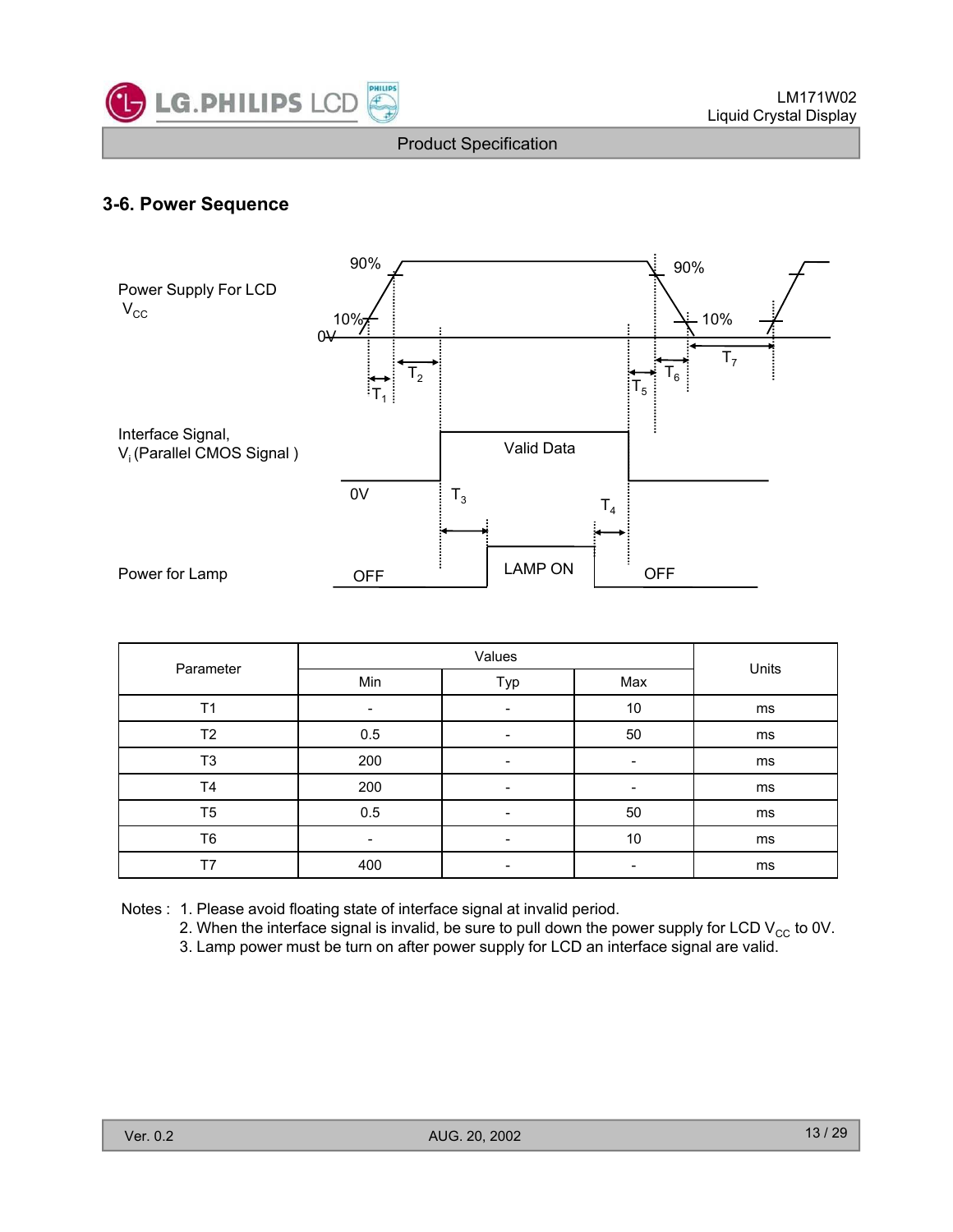## 3-6. Power Sequence

Power Supply For LCD $V_{CC}$

90% 90%

10% 10%

0V

$T_1$ $T_2$ $T_5$ $T_6$ $T_7$

Interface Signal, $V_i$ (Parallel CMOS Signal )

Valid Data

0V

$T_3$ $T_4$

Power for Lamp

OFF LAMP ON OFF

| Parameter | Values | | | Units |
|---|---|---|---|---|
| | Min | Typ | Max | |
| T1 | - | - | 10 | ms |
| T2 | 0.5 | - | 50 | ms |
| T3 | 200 | - | - | ms |
| T4 | 200 | - | - | ms |
| T5 | 0.5 | - | 50 | ms |
| T6 | - | - | 10 | ms |
| T7 | 400 | - | - | ms |

Notes :
1. Please avoid floating state of interface signal at invalid period.
2. When the interface signal is invalid, be sure to pull down the power supply for LCD $V_{CC}$ to 0V.
3. Lamp power must be turn on after power supply for LCD an interface signal are valid.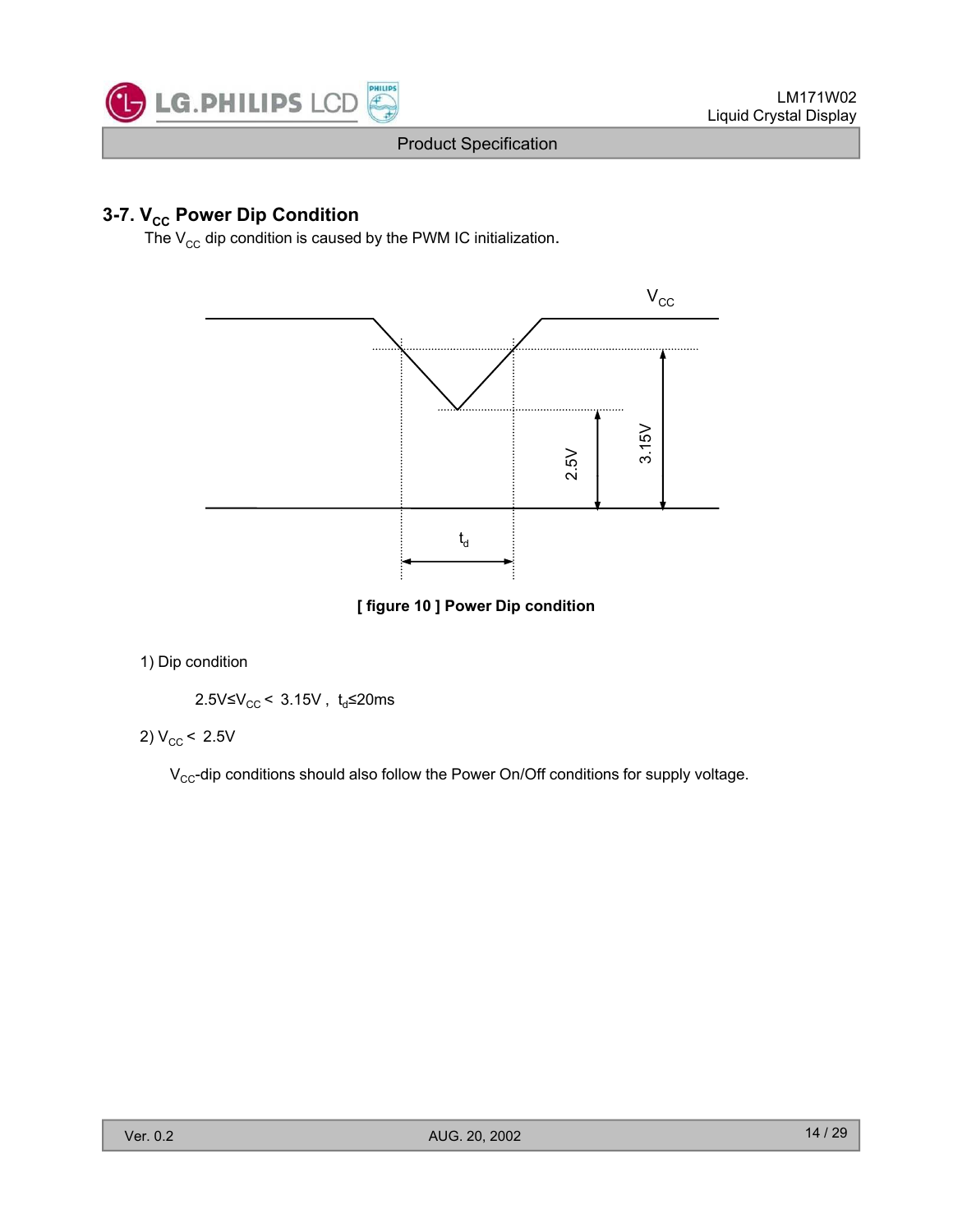## 3-7. $V_{CC}$ Power Dip Condition

The $V_{CC}$ dip condition is caused by the PWM IC initialization.

**[ figure 10 ] Power Dip condition**

1) Dip condition

$2.5V \le V_{CC} < 3.15V$ , $t_d \le 20ms$

2) $V_{CC} < 2.5V$

$V_{CC}$-dip conditions should also follow the Power On/Off conditions for supply voltage.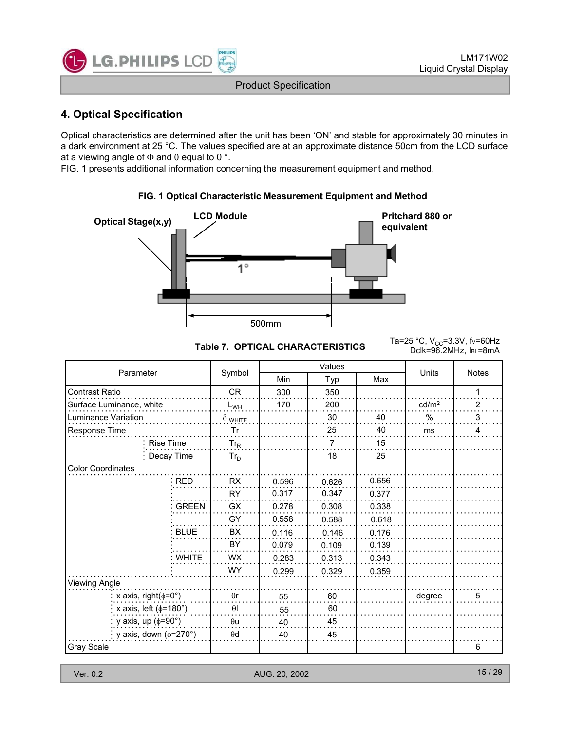## 4. Optical Specification

Optical characteristics are determined after the unit has been 'ON' and stable for approximately 30 minutes in a dark environment at 25 °C. The values specified are at an approximate distance 50cm from the LCD surface at a viewing angle of Φ and θ equal to 0 °.
FIG. 1 presents additional information concerning the measurement equipment and method.

**FIG. 1 Optical Characteristic Measurement Equipment and Method**

Optical Stage(x,y) — LCD Module — Pritchard 880 or equivalent — 1° — 500mm

**Table 7. OPTICAL CHARACTERISTICS**

Ta=25 °C, $V_{CC}$=3.3V, $f_V$=60Hz
Dclk=96.2MHz, $I_{BL}$=8mA

| Parameter | | Symbol | Values | | | Units | Notes |
|---|---|---|---|---|---|---|---|
| | | | Min | Typ | Max | | |
| Contrast Ratio | | CR | 300 | 350 | | | 1 |
| Surface Luminance, white | | $L_{WH}$ | 170 | 200 | | cd/m² | 2 |
| Luminance Variation | | $\delta_{WHITE}$ | | 30 | 40 | % | 3 |
| Response Time | | Tr | | 25 | 40 | ms | 4 |
| | Rise Time | $Tr_R$ | | 7 | 15 | | |
| | Decay Time | $Tr_D$ | | 18 | 25 | | |
| Color Coordinates | | | | | | | |
| | RED | RX | 0.596 | 0.626 | 0.656 | | |
| | | RY | 0.317 | 0.347 | 0.377 | | |
| | GREEN | GX | 0.278 | 0.308 | 0.338 | | |
| | | GY | 0.558 | 0.588 | 0.618 | | |
| | BLUE | BX | 0.116 | 0.146 | 0.176 | | |
| | | BY | 0.079 | 0.109 | 0.139 | | |
| | WHITE | WX | 0.283 | 0.313 | 0.343 | | |
| | | WY | 0.299 | 0.329 | 0.359 | | |
| Viewing Angle | | | | | | | |
| | x axis, right(ϕ=0°) | θr | 55 | 60 | | degree | 5 |
| | x axis, left (ϕ=180°) | θl | 55 | 60 | | | |
| | y axis, up (ϕ=90°) | θu | 40 | 45 | | | |
| | y axis, down (ϕ=270°) | θd | 40 | 45 | | | |
| Gray Scale | | | | | | | 6 |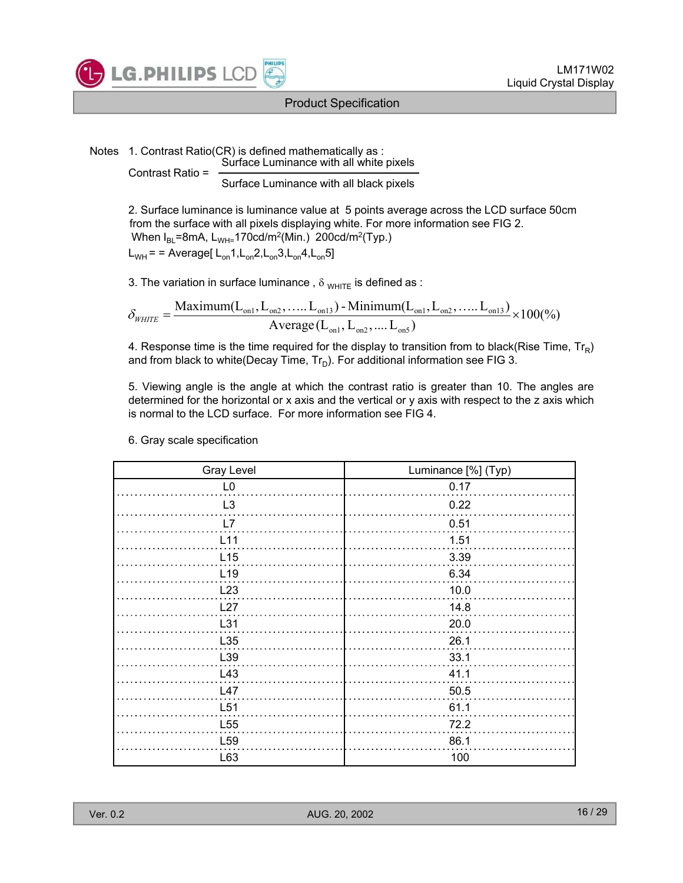Notes 1. Contrast Ratio(CR) is defined mathematically as :

$$\text{Contrast Ratio} = \frac{\text{Surface Luminance with all white pixels}}{\text{Surface Luminance with all black pixels}}$$

2. Surface luminance is luminance value at 5 points average across the LCD surface 50cm from the surface with all pixels displaying white. For more information see FIG 2.
When $I_{BL}$=8mA, $L_{WH}$=170cd/m$^2$(Min.) 200cd/m$^2$(Typ.)
$L_{WH}$ = = Average[ $L_{on}$1,$L_{on}$2,$L_{on}$3,$L_{on}$4,$L_{on}$5]

3. The variation in surface luminance , $\delta_{WHITE}$ is defined as :

$$\delta_{WHITE} = \frac{\text{Maximum}(L_{on1}, L_{on2}, \ldots.. L_{on13}) - \text{Minimum}(L_{on1}, L_{on2}, \ldots.. L_{on13})}{\text{Average}(L_{on1}, L_{on2}, \ldots. L_{on5})} \times 100(\%)$$

4. Response time is the time required for the display to transition from to black(Rise Time, $Tr_R$) and from black to white(Decay Time, $Tr_D$). For additional information see FIG 3.

5. Viewing angle is the angle at which the contrast ratio is greater than 10. The angles are determined for the horizontal or x axis and the vertical or y axis with respect to the z axis which is normal to the LCD surface. For more information see FIG 4.

6. Gray scale specification

| Gray Level | Luminance [%] (Typ) |
|---|---|
| L0 | 0.17 |
| L3 | 0.22 |
| L7 | 0.51 |
| L11 | 1.51 |
| L15 | 3.39 |
| L19 | 6.34 |
| L23 | 10.0 |
| L27 | 14.8 |
| L31 | 20.0 |
| L35 | 26.1 |
| L39 | 33.1 |
| L43 | 41.1 |
| L47 | 50.5 |
| L51 | 61.1 |
| L55 | 72.2 |
| L59 | 86.1 |
| L63 | 100 |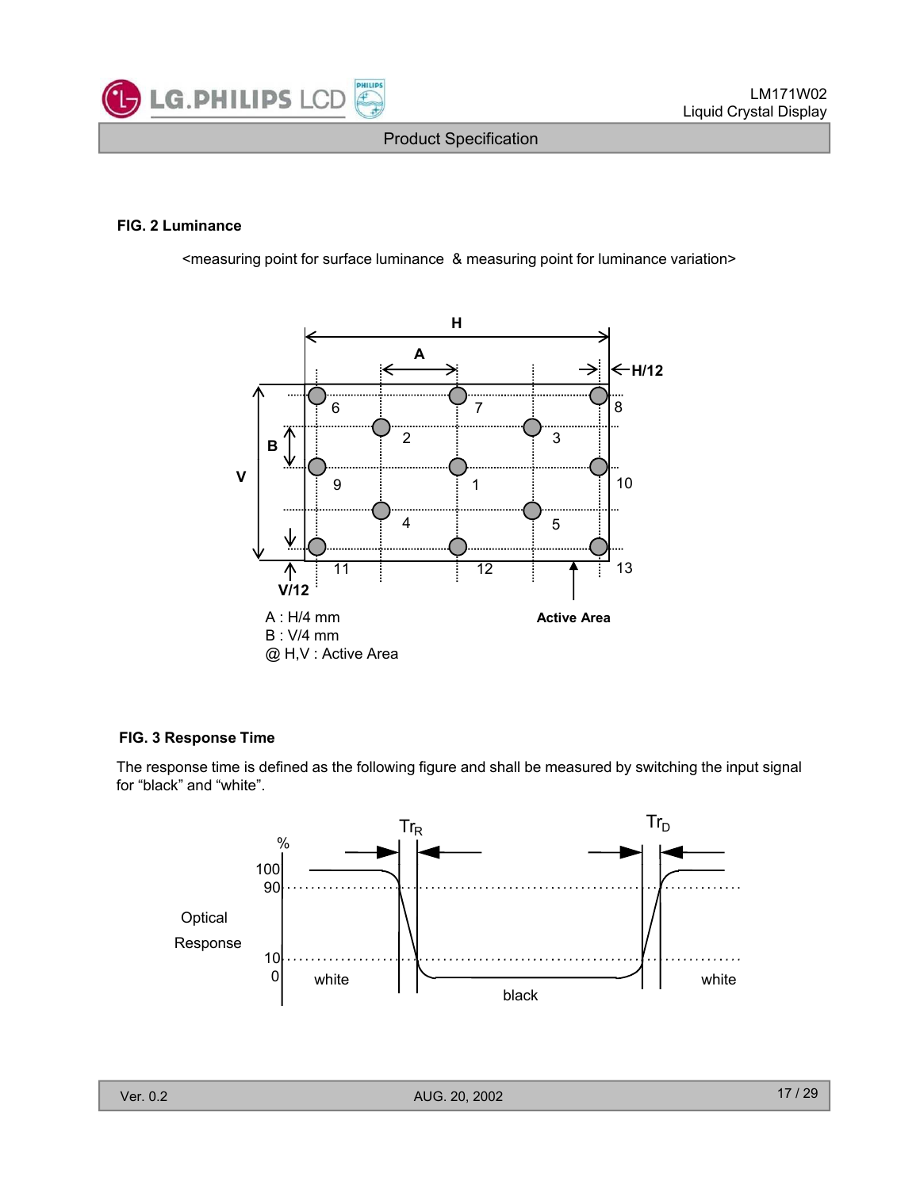**FIG. 2 Luminance**

<measuring point for surface luminance & measuring point for luminance variation>

H

A

H/12

V

B

V/12

6 7 8

2 3

9 1 10

4 5

11 12 13

Active Area

A : H/4 mm
B : V/4 mm
@ H,V : Active Area

**FIG. 3 Response Time**

The response time is defined as the following figure and shall be measured by switching the input signal for "black" and "white".

$Tr_R$ $Tr_D$

Optical Response

%

100
90
10
0

white black white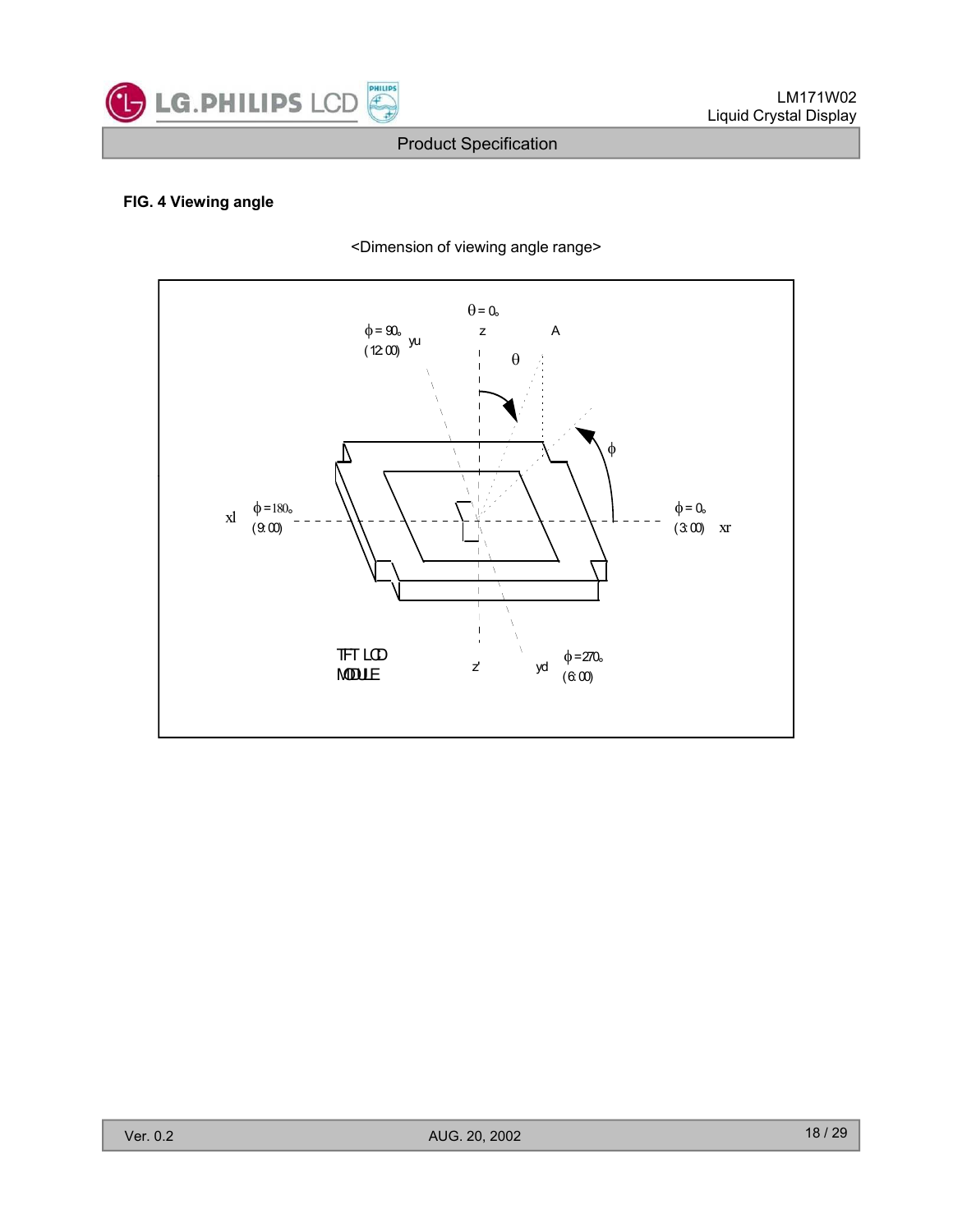**FIG. 4 Viewing angle**

<Dimension of viewing angle range>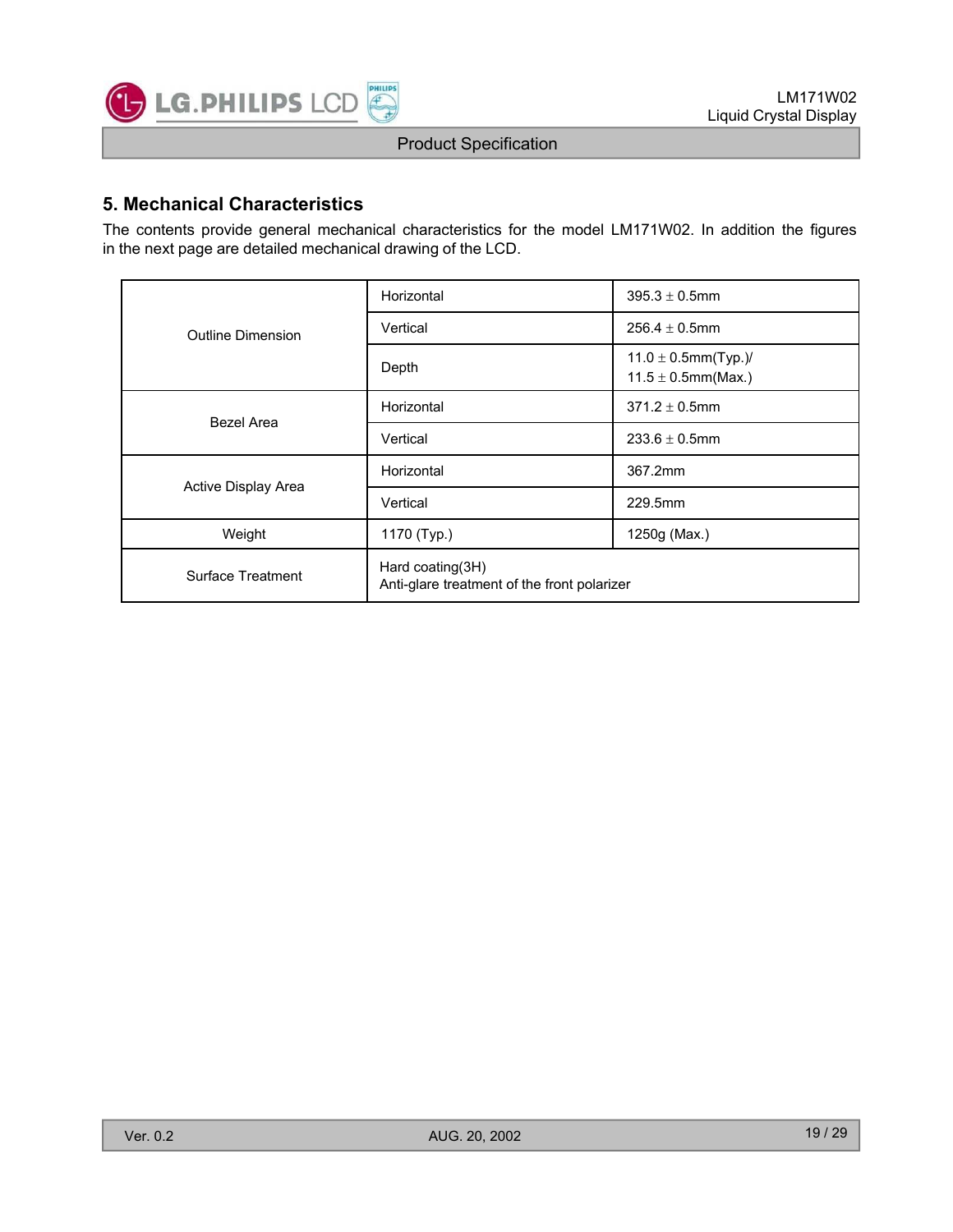## 5. Mechanical Characteristics

The contents provide general mechanical characteristics for the model LM171W02. In addition the figures in the next page are detailed mechanical drawing of the LCD.

| | | |
|---|---|---|
| Outline Dimension | Horizontal | 395.3 ± 0.5mm |
| | Vertical | 256.4 ± 0.5mm |
| | Depth | 11.0 ± 0.5mm(Typ.)/ 11.5 ± 0.5mm(Max.) |
| Bezel Area | Horizontal | 371.2 ± 0.5mm |
| | Vertical | 233.6 ± 0.5mm |
| Active Display Area | Horizontal | 367.2mm |
| | Vertical | 229.5mm |
| Weight | 1170 (Typ.) | 1250g (Max.) |
| Surface Treatment | Hard coating(3H) Anti-glare treatment of the front polarizer | |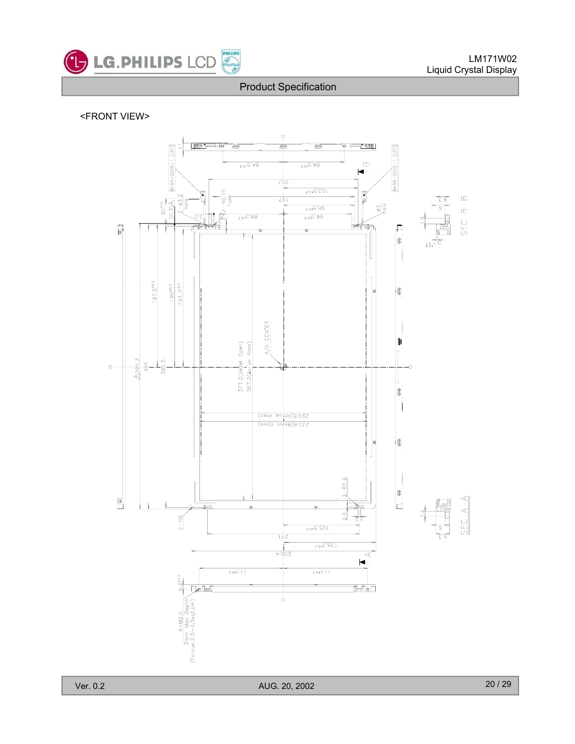<FRONT VIEW>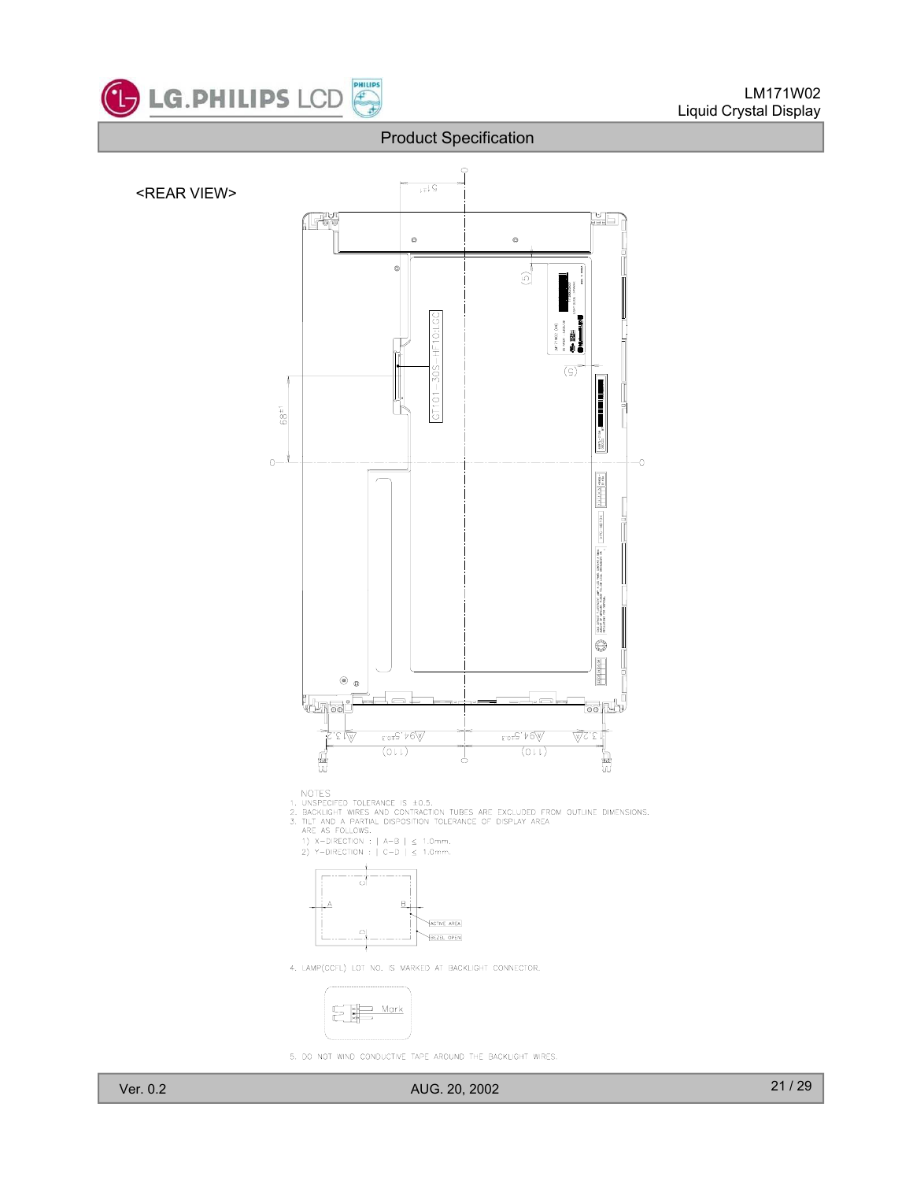<REAR VIEW>

NOTES
1. UNSPECIFIED TOLERANCE IS ±0.5.
2. BACKLIGHT WIRES AND CONTRACTION TUBES ARE EXCLUDED FROM OUTLINE DIMENSIONS.
3. TILT AND A PARTIAL DISPOSITION TOLERANCE OF DISPLAY AREA ARE AS FOLLOWS.
   1) X-DIRECTION : | A-B | ≤ 1.0mm.
   2) Y-DIRECTION : | C-D | ≤ 1.0mm.

4. LAMP(CCFL) LOT NO. IS MARKED AT BACKLIGHT CONNECTOR.

5. DO NOT WIND CONDUCTIVE TAPE AROUND THE BACKLIGHT WIRES.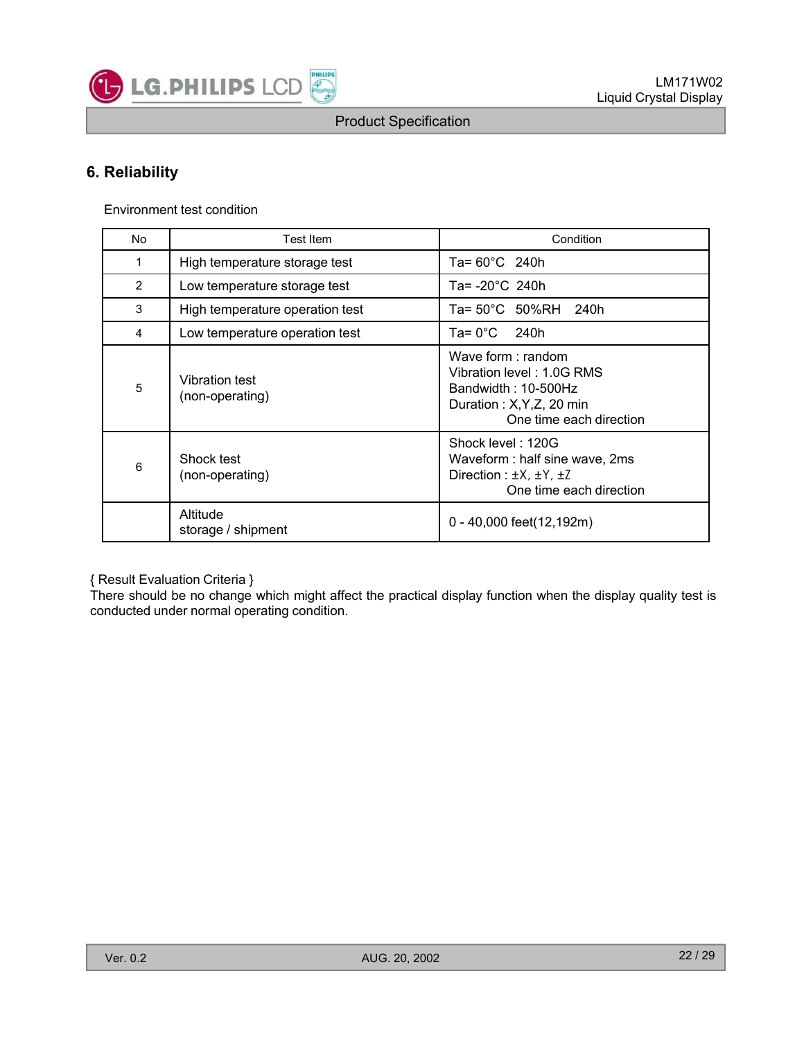## 6. Reliability

Environment test condition

| No | Test Item | Condition |
|---|---|---|
| 1 | High temperature storage test | Ta= 60°C 240h |
| 2 | Low temperature storage test | Ta= -20°C 240h |
| 3 | High temperature operation test | Ta= 50°C 50%RH 240h |
| 4 | Low temperature operation test | Ta= 0°C 240h |
| 5 | Vibration test (non-operating) | Wave form : random<br>Vibration level : 1.0G RMS<br>Bandwidth : 10-500Hz<br>Duration : X,Y,Z, 20 min<br>One time each direction |
| 6 | Shock test (non-operating) | Shock level : 120G<br>Waveform : half sine wave, 2ms<br>Direction : ±X, ±Y, ±Z<br>One time each direction |
| | Altitude storage / shipment | 0 - 40,000 feet(12,192m) |

{ Result Evaluation Criteria }
There should be no change which might affect the practical display function when the display quality test is conducted under normal operating condition.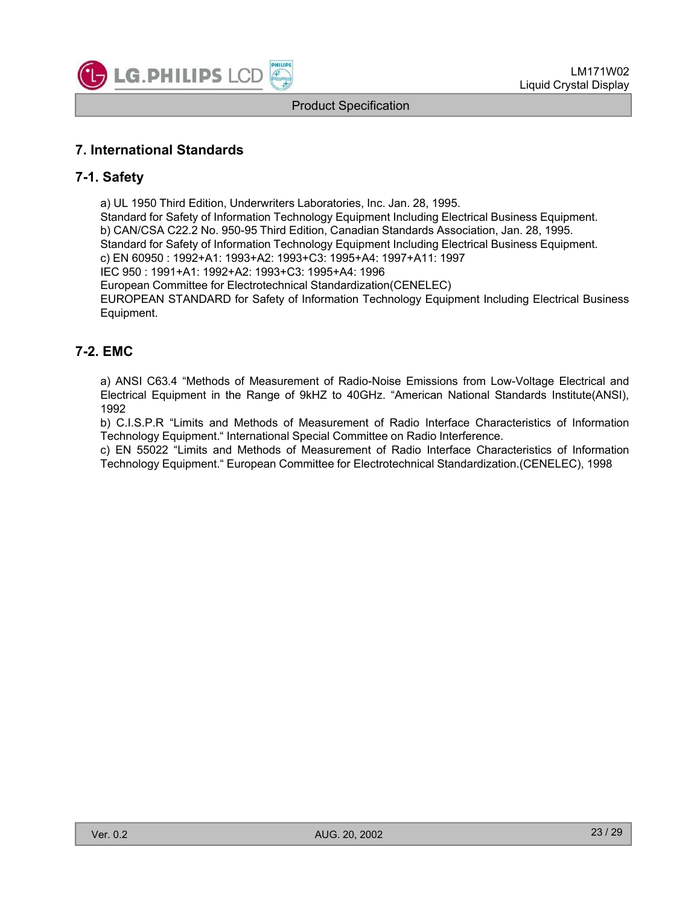# 7. International Standards

## 7-1. Safety

a) UL 1950 Third Edition, Underwriters Laboratories, Inc. Jan. 28, 1995.
Standard for Safety of Information Technology Equipment Including Electrical Business Equipment.
b) CAN/CSA C22.2 No. 950-95 Third Edition, Canadian Standards Association, Jan. 28, 1995.
Standard for Safety of Information Technology Equipment Including Electrical Business Equipment.
c) EN 60950 : 1992+A1: 1993+A2: 1993+C3: 1995+A4: 1997+A11: 1997
IEC 950 : 1991+A1: 1992+A2: 1993+C3: 1995+A4: 1996
European Committee for Electrotechnical Standardization(CENELEC)
EUROPEAN STANDARD for Safety of Information Technology Equipment Including Electrical Business Equipment.

## 7-2. EMC

a) ANSI C63.4 "Methods of Measurement of Radio-Noise Emissions from Low-Voltage Electrical and Electrical Equipment in the Range of 9kHZ to 40GHz. "American National Standards Institute(ANSI), 1992
b) C.I.S.P.R "Limits and Methods of Measurement of Radio Interface Characteristics of Information Technology Equipment." International Special Committee on Radio Interference.
c) EN 55022 "Limits and Methods of Measurement of Radio Interface Characteristics of Information Technology Equipment." European Committee for Electrotechnical Standardization.(CENELEC), 1998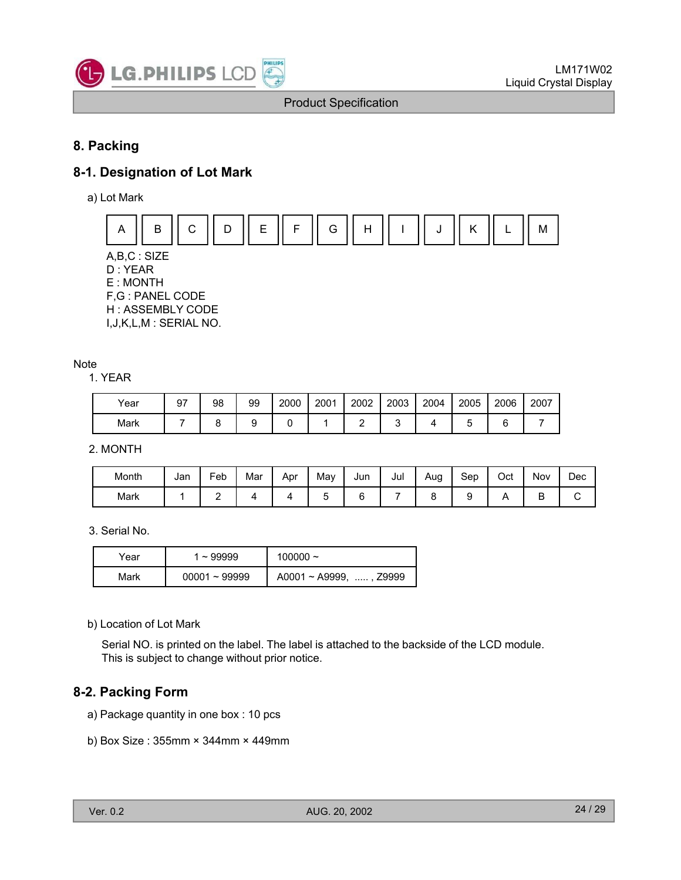## 8. Packing

### 8-1. Designation of Lot Mark

a) Lot Mark

| A | B | C | D | E | F | G | H | I | J | K | L | M |
|---|---|---|---|---|---|---|---|---|---|---|---|---|

A,B,C : SIZE
D : YEAR
E : MONTH
F,G : PANEL CODE
H : ASSEMBLY CODE
I,J,K,L,M : SERIAL NO.

Note

1. YEAR

| Year | 97 | 98 | 99 | 2000 | 2001 | 2002 | 2003 | 2004 | 2005 | 2006 | 2007 |
|---|---|---|---|---|---|---|---|---|---|---|---|
| Mark | 7 | 8 | 9 | 0 | 1 | 2 | 3 | 4 | 5 | 6 | 7 |

2. MONTH

| Month | Jan | Feb | Mar | Apr | May | Jun | Jul | Aug | Sep | Oct | Nov | Dec |
|---|---|---|---|---|---|---|---|---|---|---|---|---|
| Mark | 1 | 2 | 4 | 4 | 5 | 6 | 7 | 8 | 9 | A | B | C |

3. Serial No.

| Year | 1 ~ 99999 | 100000 ~ |
|---|---|---|
| Mark | 00001 ~ 99999 | A0001 ~ A9999, ..... , Z9999 |

b) Location of Lot Mark

Serial NO. is printed on the label. The label is attached to the backside of the LCD module.
This is subject to change without prior notice.

### 8-2. Packing Form

a) Package quantity in one box : 10 pcs

b) Box Size : 355mm × 344mm × 449mm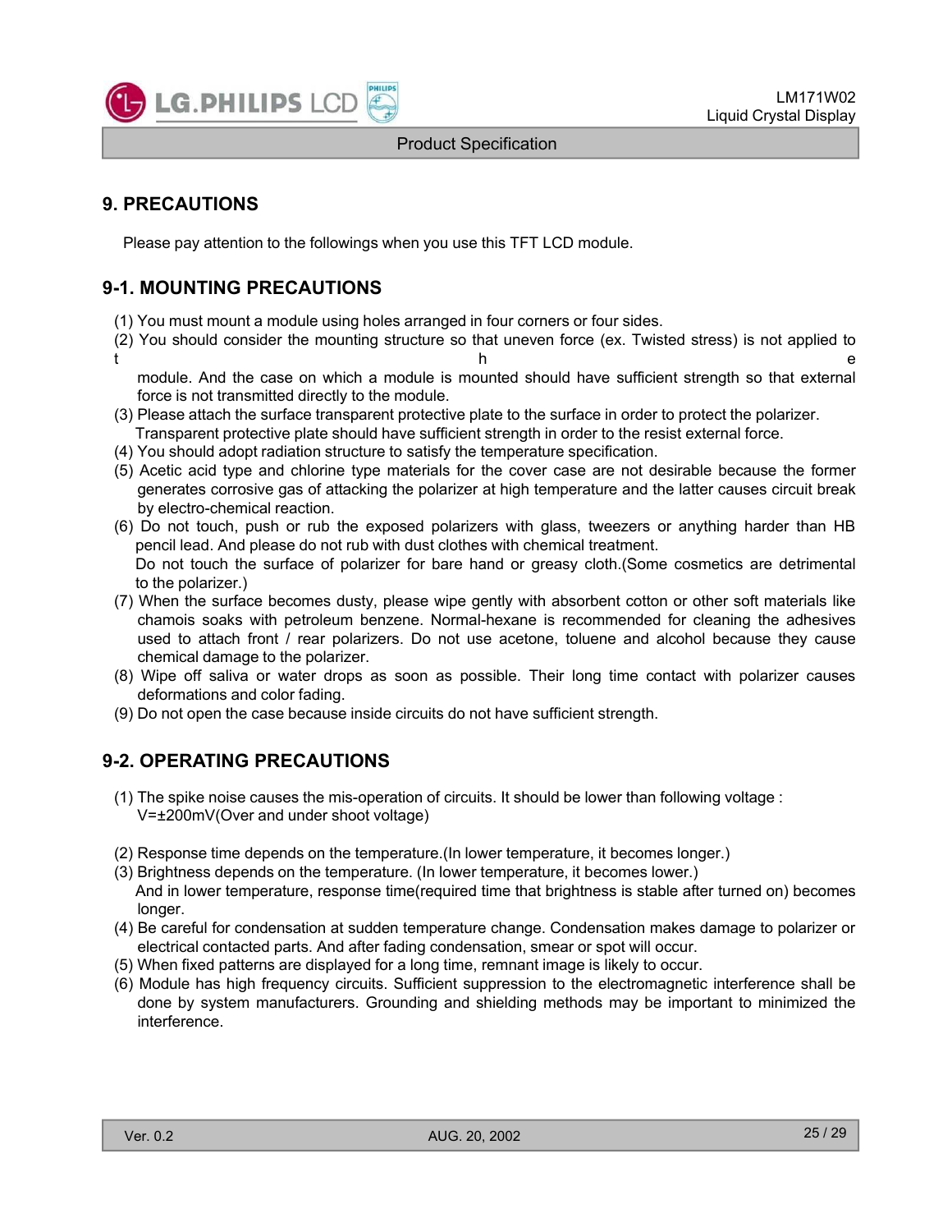## 9. PRECAUTIONS

Please pay attention to the followings when you use this TFT LCD module.

### 9-1. MOUNTING PRECAUTIONS

(1) You must mount a module using holes arranged in four corners or four sides.

(2) You should consider the mounting structure so that uneven force (ex. Twisted stress) is not applied to the module. And the case on which a module is mounted should have sufficient strength so that external force is not transmitted directly to the module.

(3) Please attach the surface transparent protective plate to the surface in order to protect the polarizer. Transparent protective plate should have sufficient strength in order to the resist external force.

(4) You should adopt radiation structure to satisfy the temperature specification.

(5) Acetic acid type and chlorine type materials for the cover case are not desirable because the former generates corrosive gas of attacking the polarizer at high temperature and the latter causes circuit break by electro-chemical reaction.

(6) Do not touch, push or rub the exposed polarizers with glass, tweezers or anything harder than HB pencil lead. And please do not rub with dust clothes with chemical treatment.
Do not touch the surface of polarizer for bare hand or greasy cloth.(Some cosmetics are detrimental to the polarizer.)

(7) When the surface becomes dusty, please wipe gently with absorbent cotton or other soft materials like chamois soaks with petroleum benzene. Normal-hexane is recommended for cleaning the adhesives used to attach front / rear polarizers. Do not use acetone, toluene and alcohol because they cause chemical damage to the polarizer.

(8) Wipe off saliva or water drops as soon as possible. Their long time contact with polarizer causes deformations and color fading.

(9) Do not open the case because inside circuits do not have sufficient strength.

### 9-2. OPERATING PRECAUTIONS

(1) The spike noise causes the mis-operation of circuits. It should be lower than following voltage :
V=±200mV(Over and under shoot voltage)

(2) Response time depends on the temperature.(In lower temperature, it becomes longer.)

(3) Brightness depends on the temperature. (In lower temperature, it becomes lower.)
And in lower temperature, response time(required time that brightness is stable after turned on) becomes longer.

(4) Be careful for condensation at sudden temperature change. Condensation makes damage to polarizer or electrical contacted parts. And after fading condensation, smear or spot will occur.

(5) When fixed patterns are displayed for a long time, remnant image is likely to occur.

(6) Module has high frequency circuits. Sufficient suppression to the electromagnetic interference shall be done by system manufacturers. Grounding and shielding methods may be important to minimized the interference.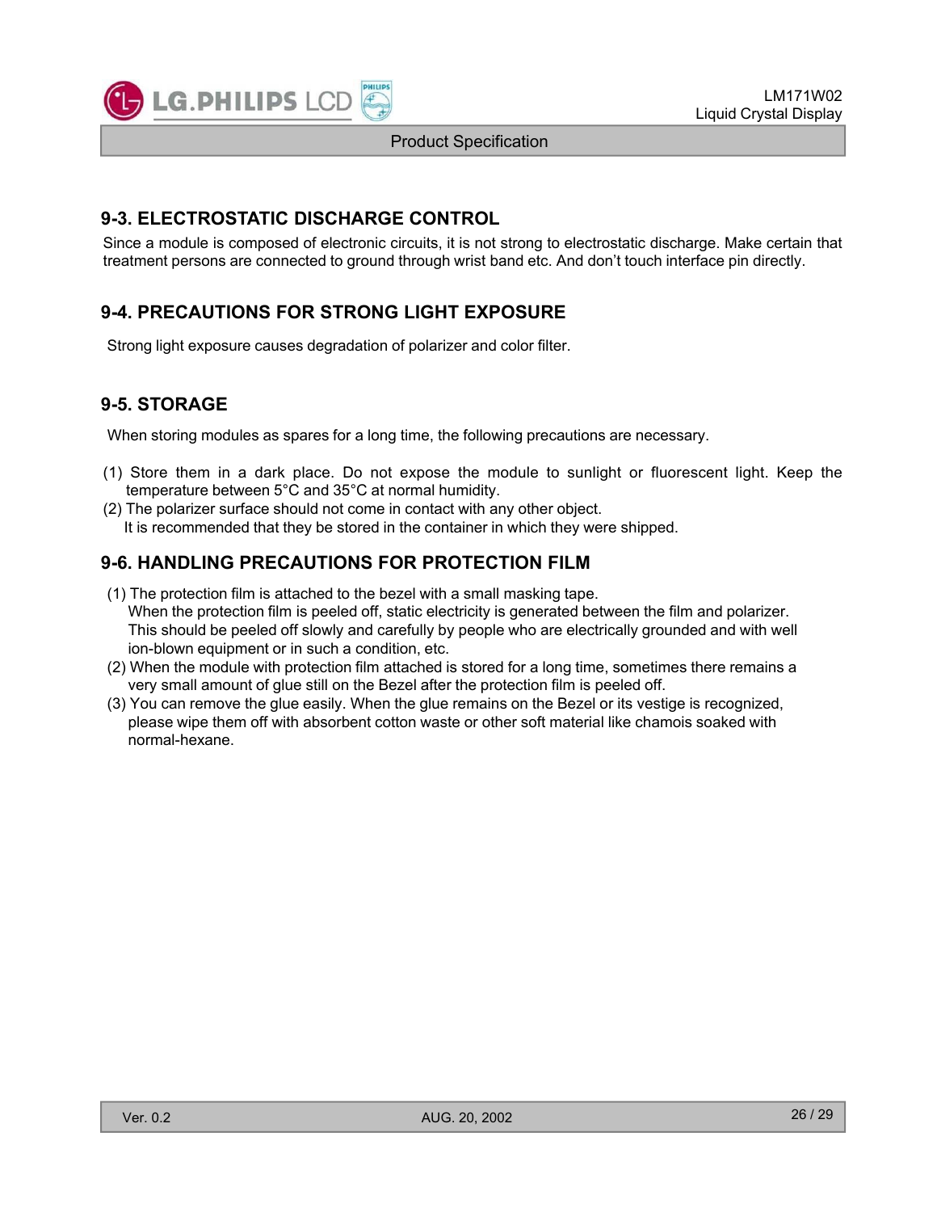## 9-3. ELECTROSTATIC DISCHARGE CONTROL

Since a module is composed of electronic circuits, it is not strong to electrostatic discharge. Make certain that treatment persons are connected to ground through wrist band etc. And don't touch interface pin directly.

## 9-4. PRECAUTIONS FOR STRONG LIGHT EXPOSURE

Strong light exposure causes degradation of polarizer and color filter.

## 9-5. STORAGE

When storing modules as spares for a long time, the following precautions are necessary.

(1) Store them in a dark place. Do not expose the module to sunlight or fluorescent light. Keep the temperature between 5°C and 35°C at normal humidity.
(2) The polarizer surface should not come in contact with any other object.
It is recommended that they be stored in the container in which they were shipped.

## 9-6. HANDLING PRECAUTIONS FOR PROTECTION FILM

(1) The protection film is attached to the bezel with a small masking tape.
When the protection film is peeled off, static electricity is generated between the film and polarizer.
This should be peeled off slowly and carefully by people who are electrically grounded and with well ion-blown equipment or in such a condition, etc.
(2) When the module with protection film attached is stored for a long time, sometimes there remains a very small amount of glue still on the Bezel after the protection film is peeled off.
(3) You can remove the glue easily. When the glue remains on the Bezel or its vestige is recognized, please wipe them off with absorbent cotton waste or other soft material like chamois soaked with normal-hexane.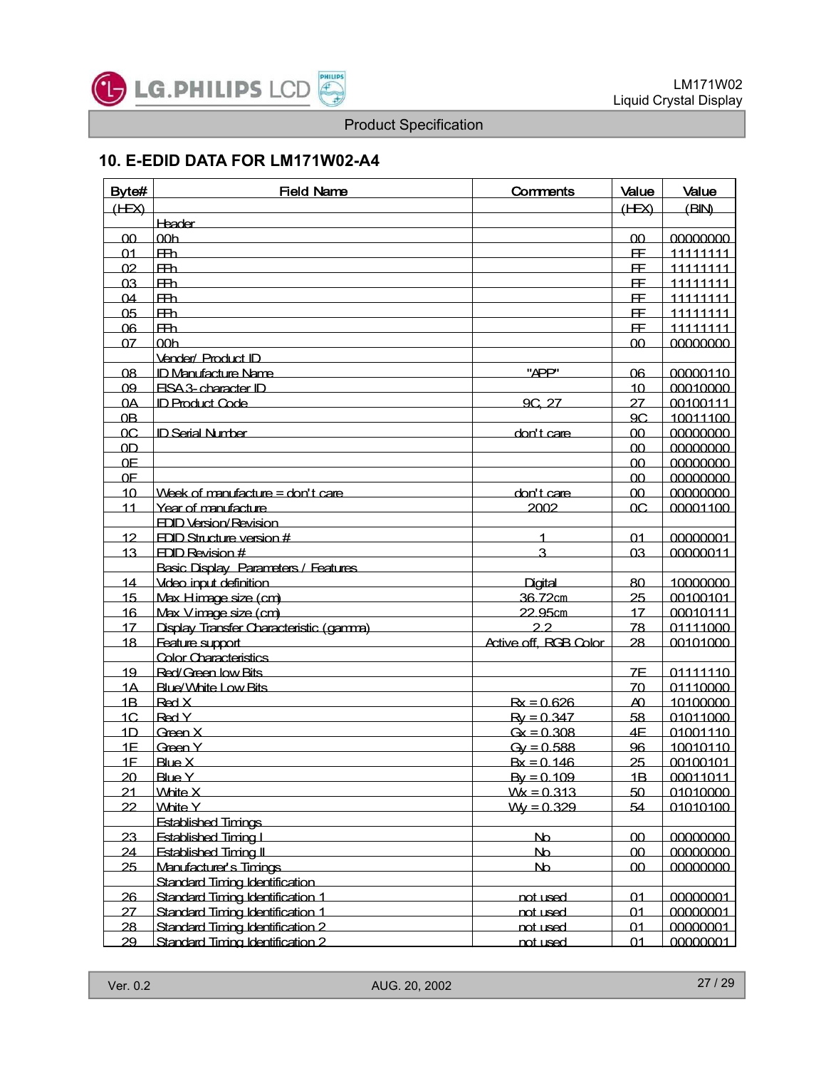## 10. E-EDID DATA FOR LM171W02-A4

| Byte# (HEX) | Field Name | Comments | Value (HEX) | Value (BIN) |
|---|---|---|---|---|
| | Header | | | |
| 00 | 00h | | 00 | 00000000 |
| 01 | FFh | | FF | 11111111 |
| 02 | FFh | | FF | 11111111 |
| 03 | FFh | | FF | 11111111 |
| 04 | FFh | | FF | 11111111 |
| 05 | FFh | | FF | 11111111 |
| 06 | FFh | | FF | 11111111 |
| 07 | 00h | | 00 | 00000000 |
| | Vender/ Product ID | | | |
| 08 | ID Manufacture Name | "APP" | 06 | 00000110 |
| 09 | EISA 3- character ID | | 10 | 00010000 |
| 0A | ID Product Code | 9C, 27 | 27 | 00100111 |
| 0B | | | 9C | 10011100 |
| 0C | ID Serial Number | don't care | 00 | 00000000 |
| 0D | | | 00 | 00000000 |
| 0E | | | 00 | 00000000 |
| 0F | | | 00 | 00000000 |
| 10 | Week of manufacture = don't care | don't care | 00 | 00000000 |
| 11 | Year of manufacture | 2002 | 0C | 00001100 |
| | EDID Version/Revision | | | |
| 12 | EDID Structure version # | 1 | 01 | 00000001 |
| 13 | EDID Revision # | 3 | 03 | 00000011 |
| | Basic Display Parameters / Features | | | |
| 14 | Video input definition | Digital | 80 | 10000000 |
| 15 | Max H image size (cm) | 36.72cm | 25 | 00100101 |
| 16 | Max V image size (cm) | 22.95cm | 17 | 00010111 |
| 17 | Display Transfer Characteristic (gamma) | 2.2 | 78 | 01111000 |
| 18 | Feature support | Active off, RGB Color | 28 | 00101000 |
| | Color Characteristics | | | |
| 19 | Red/Green low Bits | | 7E | 01111110 |
| 1A | Blue/White Low Bits | | 70 | 01110000 |
| 1B | Red X | Rx = 0.626 | A0 | 10100000 |
| 1C | Red Y | Ry = 0.347 | 58 | 01011000 |
| 1D | Green X | Gx = 0.308 | 4E | 01001110 |
| 1E | Green Y | Gy = 0.588 | 96 | 10010110 |
| 1F | Blue X | Bx = 0.146 | 25 | 00100101 |
| 20 | Blue Y | By = 0.109 | 1B | 00011011 |
| 21 | White X | Wx = 0.313 | 50 | 01010000 |
| 22 | White Y | Wy = 0.329 | 54 | 01010100 |
| | Established Timings | | | |
| 23 | Established Timing I | No | 00 | 00000000 |
| 24 | Established Timing II | No | 00 | 00000000 |
| 25 | Manufacturer's Timings | No | 00 | 00000000 |
| | Standard Timing Identification | | | |
| 26 | Standard Timing Identification 1 | not used | 01 | 00000001 |
| 27 | Standard Timing Identification 1 | not used | 01 | 00000001 |
| 28 | Standard Timing Identification 2 | not used | 01 | 00000001 |
| 29 | Standard Timing Identification 2 | not used | 01 | 00000001 |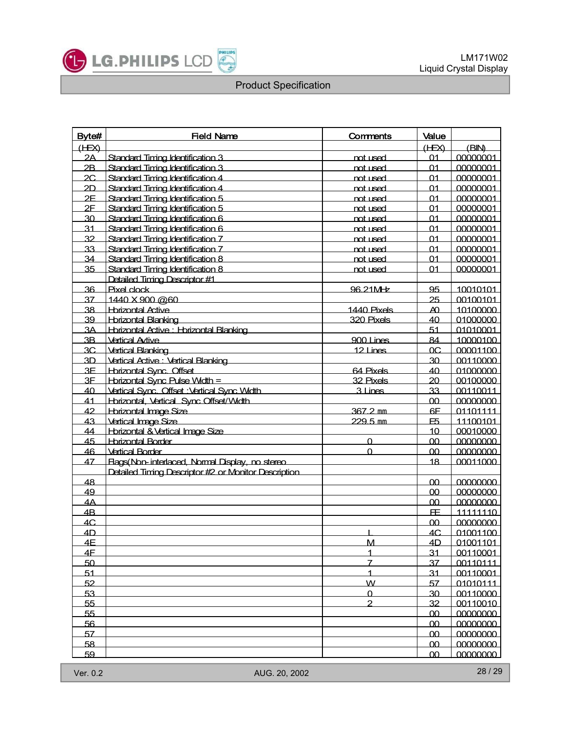| Byte# (HEX) | Field Name | Comments | Value (HEX) | (BIN) |
|---|---|---|---|---|
| 2A | Standard Timing Identification 3 | not used | 01 | 00000001 |
| 2B | Standard Timing Identification 3 | not used | 01 | 00000001 |
| 2C | Standard Timing Identification 4 | not used | 01 | 00000001 |
| 2D | Standard Timing Identification 4 | not used | 01 | 00000001 |
| 2E | Standard Timing Identification 5 | not used | 01 | 00000001 |
| 2F | Standard Timing Identification 5 | not used | 01 | 00000001 |
| 30 | Standard Timing Identification 6 | not used | 01 | 00000001 |
| 31 | Standard Timing Identification 6 | not used | 01 | 00000001 |
| 32 | Standard Timing Identification 7 | not used | 01 | 00000001 |
| 33 | Standard Timing Identification 7 | not used | 01 | 00000001 |
| 34 | Standard Timing Identification 8 | not used | 01 | 00000001 |
| 35 | Standard Timing Identification 8 | not used | 01 | 00000001 |
| | Detailed Timing Descriptor #1 | | | |
| 36 | Pixel clock | 96.21MHz | 95 | 10010101 |
| 37 | 1440 X 900 @60 | | 25 | 00100101 |
| 38 | Horizontal Active | 1440 Pixels | A0 | 10100000 |
| 39 | Horizontal Blanking | 320 Pixels | 40 | 01000000 |
| 3A | Horizontal Active : Horizontal Blanking | | 51 | 01010001 |
| 3B | Vertical Avtive | 900 Lines | 84 | 10000100 |
| 3C | Vertical Blanking | 12 Lines | 0C | 00001100 |
| 3D | Vertical Active : Vertical Blanking | | 30 | 00110000 |
| 3E | Horizontal Sync. Offset | 64 Pixels | 40 | 01000000 |
| 3F | Horizontal Sync Pulse Width = | 32 Pixels | 20 | 00100000 |
| 40 | Vertical Sync. Offset :Vertical Sync Width | 3 Lines | 33 | 00110011 |
| 41 | Horizontal, Vertical Sync Offset/Width | | 00 | 00000000 |
| 42 | Horizontal Image Size | 367.2 mm | 6F | 01101111 |
| 43 | Vertical Image Size | 229.5 mm | E5 | 11100101 |
| 44 | Horizontal & Vertical Image Size | | 10 | 00010000 |
| 45 | Horizontal Border | 0 | 00 | 00000000 |
| 46 | Vertical Border | 0 | 00 | 00000000 |
| 47 | Flags(Non-interlaced, Normal Display, no stereo | | 18 | 00011000 |
| | Detailed Timing Descriptor #2 or Monitor Description | | | |
| 48 | | | 00 | 00000000 |
| 49 | | | 00 | 00000000 |
| 4A | | | 00 | 00000000 |
| 4B | | | FE | 11111110 |
| 4C | | | 00 | 00000000 |
| 4D | | L | 4C | 01001100 |
| 4E | | M | 4D | 01001101 |
| 4F | | 1 | 31 | 00110001 |
| 50 | | 7 | 37 | 00110111 |
| 51 | | 1 | 31 | 00110001 |
| 52 | | W | 57 | 01010111 |
| 53 | | 0 | 30 | 00110000 |
| 55 | | 2 | 32 | 00110010 |
| 55 | | | 00 | 00000000 |
| 56 | | | 00 | 00000000 |
| 57 | | | 00 | 00000000 |
| 58 | | | 00 | 00000000 |
| 59 | | | 00 | 00000000 |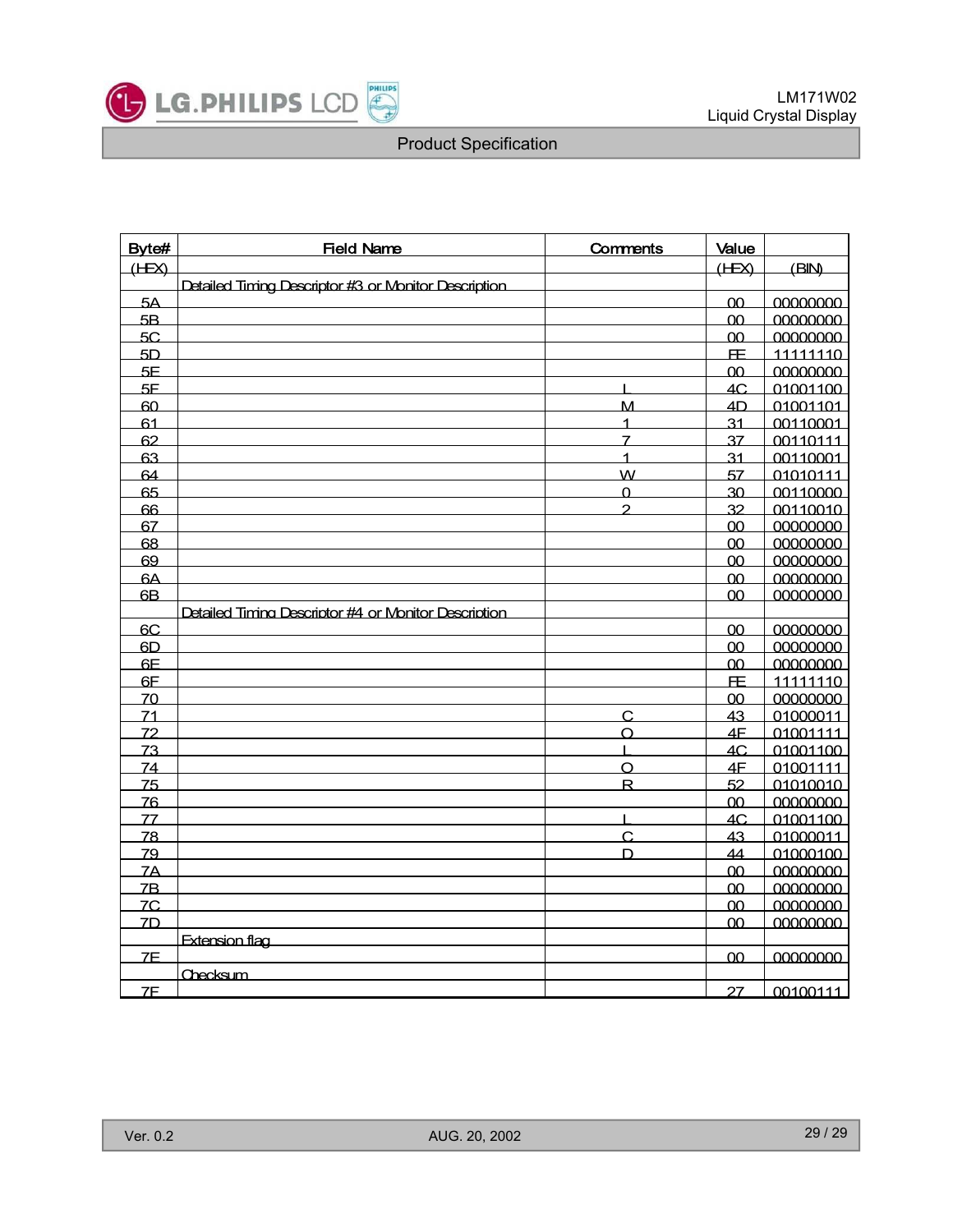| Byte# (HEX) | Field Name | Comments | Value (HEX) | (BIN) |
|---|---|---|---|---|
| | Detailed Timing Descriptor #3 or Monitor Description | | | |
| 5A | | | 00 | 00000000 |
| 5B | | | 00 | 00000000 |
| 5C | | | 00 | 00000000 |
| 5D | | | FE | 11111110 |
| 5E | | | 00 | 00000000 |
| 5F | | L | 4C | 01001100 |
| 60 | | M | 4D | 01001101 |
| 61 | | 1 | 31 | 00110001 |
| 62 | | 7 | 37 | 00110111 |
| 63 | | 1 | 31 | 00110001 |
| 64 | | W | 57 | 01010111 |
| 65 | | 0 | 30 | 00110000 |
| 66 | | 2 | 32 | 00110010 |
| 67 | | | 00 | 00000000 |
| 68 | | | 00 | 00000000 |
| 69 | | | 00 | 00000000 |
| 6A | | | 00 | 00000000 |
| 6B | | | 00 | 00000000 |
| | Detailed Timing Descriptor #4 or Monitor Description | | | |
| 6C | | | 00 | 00000000 |
| 6D | | | 00 | 00000000 |
| 6E | | | 00 | 00000000 |
| 6F | | | FE | 11111110 |
| 70 | | | 00 | 00000000 |
| 71 | | C | 43 | 01000011 |
| 72 | | O | 4F | 01001111 |
| 73 | | L | 4C | 01001100 |
| 74 | | O | 4F | 01001111 |
| 75 | | R | 52 | 01010010 |
| 76 | | | 00 | 00000000 |
| 77 | | L | 4C | 01001100 |
| 78 | | C | 43 | 01000011 |
| 79 | | D | 44 | 01000100 |
| 7A | | | 00 | 00000000 |
| 7B | | | 00 | 00000000 |
| 7C | | | 00 | 00000000 |
| 7D | | | 00 | 00000000 |
| | Extension flag | | | |
| 7E | | | 00 | 00000000 |
| | Checksum | | | |
| 7F | | | 27 | 00100111 |